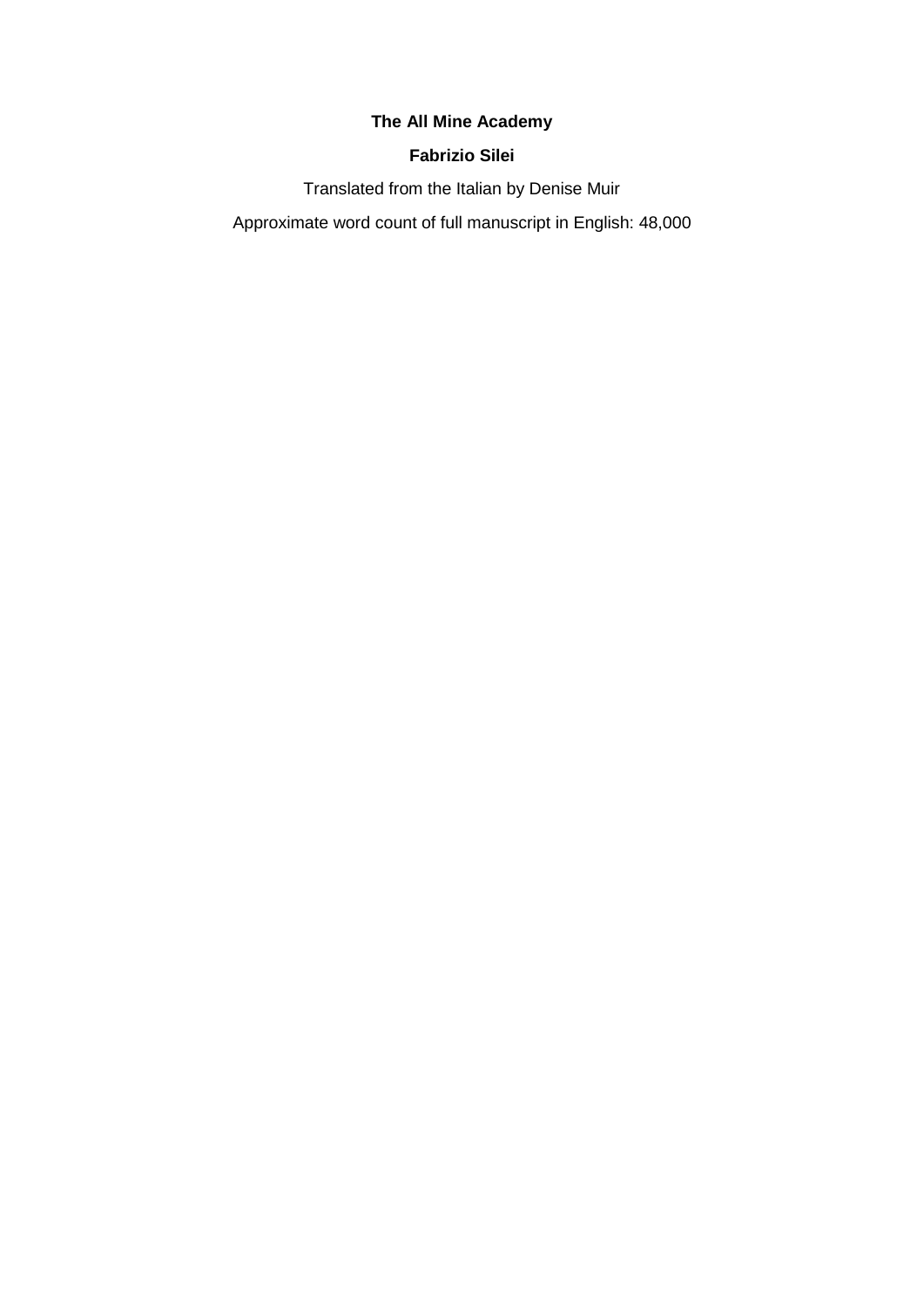**The All Mine Academy**

**Fabrizio Silei**

Translated from the Italian by Denise Muir

Approximate word count of full manuscript in English: 48,000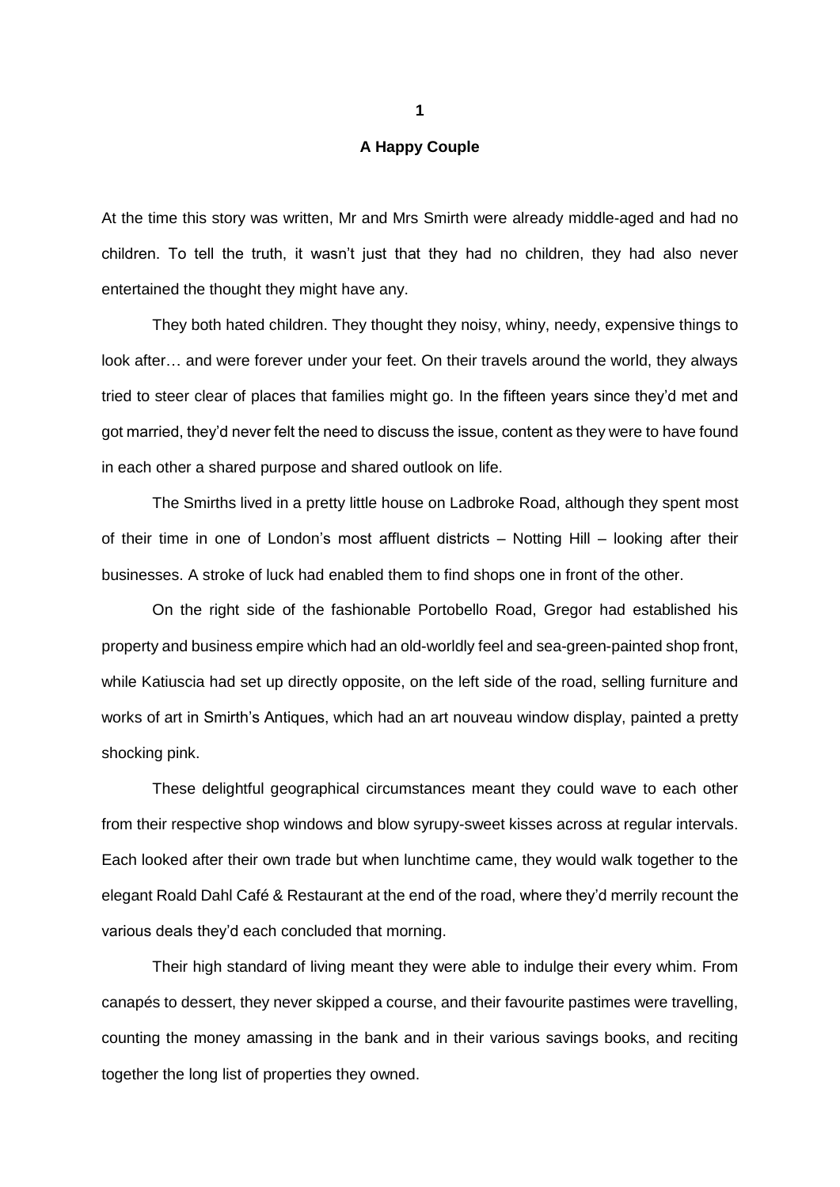# 1

## A Happy Couple

At the time this story was written, Mr and Mrs Smirth were already middle-aged and had no children. To tell the truth, it wasn't just that they had no children, they had also never entertained the thought they might have any.

They both hated children. They thought they noisy, whiny, needy, expensive things to look after… and were forever under your feet. On their travels around the world, they always tried to steer clear of places that families might go. In the fifteen years since they'd met and got married, they'd never felt the need to discuss the issue, content as they were to have found in each other a shared purpose and shared outlook on life.

The Smirths lived in a pretty little house on Ladbroke Road, although they spent most of their time in one of London's most affluent districts – Notting Hill – looking after their businesses. A stroke of luck had enabled them to find shops one in front of the other.

On the right side of the fashionable Portobello Road, Gregor had established his property and business empire which had an old-worldly feel and sea-green-painted shop front, while Katiuscia had set up directly opposite, on the left side of the road, selling furniture and works of art in Smirth's Antiques, which had an art nouveau window display, painted a pretty shocking pink.

These delightful geographical circumstances meant they could wave to each other from their respective shop windows and blow syrupy-sweet kisses across at regular intervals. Each looked after their own trade but when lunchtime came, they would walk together to the elegant Roald Dahl Café & Restaurant at the end of the road, where they'd merrily recount the various deals they'd each concluded that morning.

Their high standard of living meant they were able to indulge their every whim. From canapés to dessert, they never skipped a course, and their favourite pastimes were travelling, counting the money amassing in the bank and in their various savings books, and reciting together the long list of properties they owned.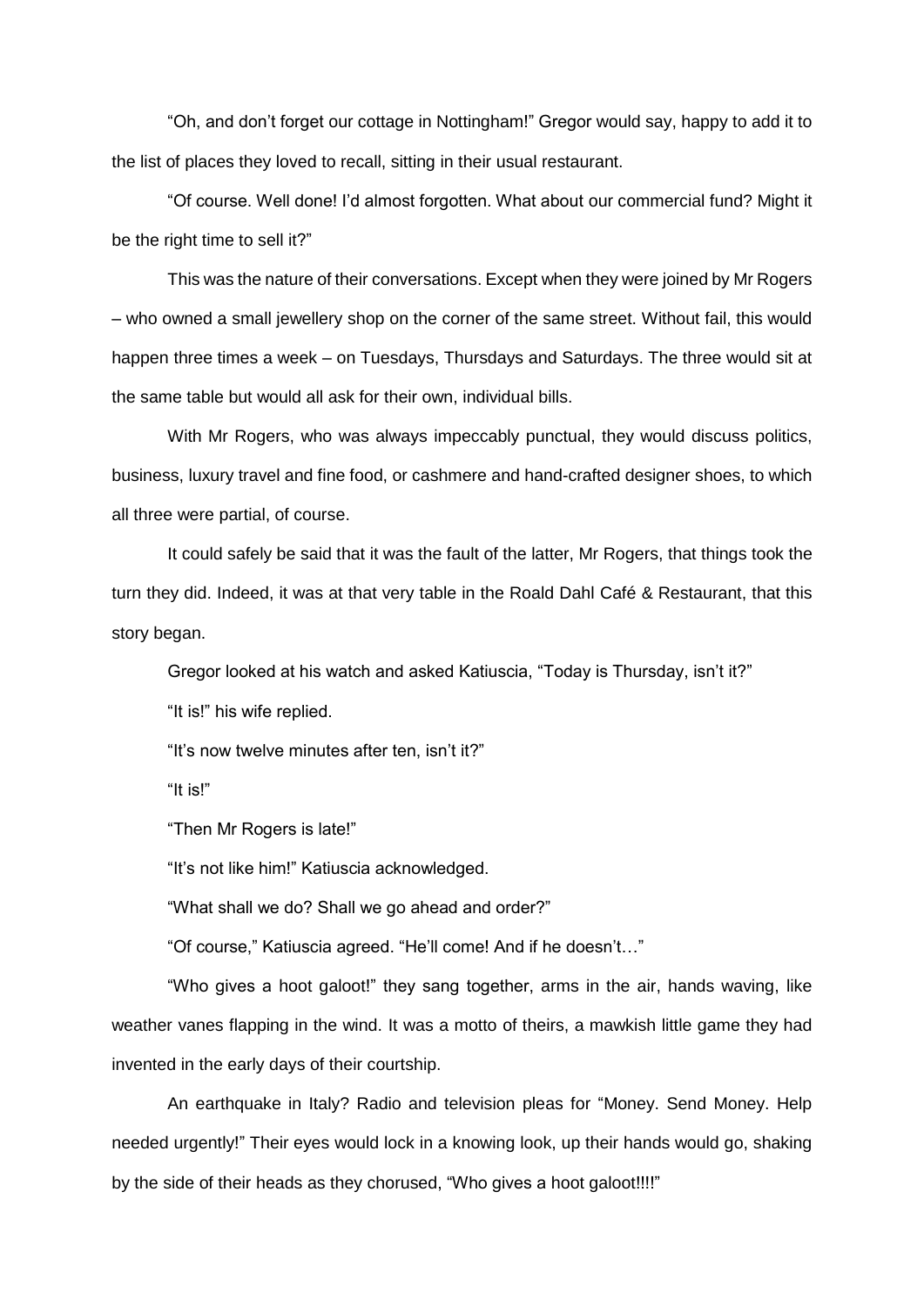"Oh, and don't forget our cottage in Nottingham!" Gregor would say, happy to add it to the list of places they loved to recall, sitting in their usual restaurant.

"Of course. Well done! I'd almost forgotten. What about our commercial fund? Might it be the right time to sell it?"

This was the nature of their conversations. Except when they were joined by Mr Rogers – who owned a small jewellery shop on the corner of the same street. Without fail, this would happen three times a week – on Tuesdays, Thursdays and Saturdays. The three would sit at the same table but would all ask for their own, individual bills.

With Mr Rogers, who was always impeccably punctual, they would discuss politics, business, luxury travel and fine food, or cashmere and hand-crafted designer shoes, to which all three were partial, of course.

It could safely be said that it was the fault of the latter, Mr Rogers, that things took the turn they did. Indeed, it was at that very table in the Roald Dahl Café & Restaurant, that this story began.

Gregor looked at his watch and asked Katiuscia, "Today is Thursday, isn't it?"

"It is!" his wife replied.

"It's now twelve minutes after ten, isn't it?"

"It is!"

"Then Mr Rogers is late!"

"It's not like him!" Katiuscia acknowledged.

"What shall we do? Shall we go ahead and order?"

"Of course," Katiuscia agreed. "He'll come! And if he doesn't…"

"Who gives a hoot galoot!" they sang together, arms in the air, hands waving, like weather vanes flapping in the wind. It was a motto of theirs, a mawkish little game they had invented in the early days of their courtship.

An earthquake in Italy? Radio and television pleas for "Money. Send Money. Help needed urgently!" Their eyes would lock in a knowing look, up their hands would go, shaking by the side of their heads as they chorused, "Who gives a hoot galoot!!!!"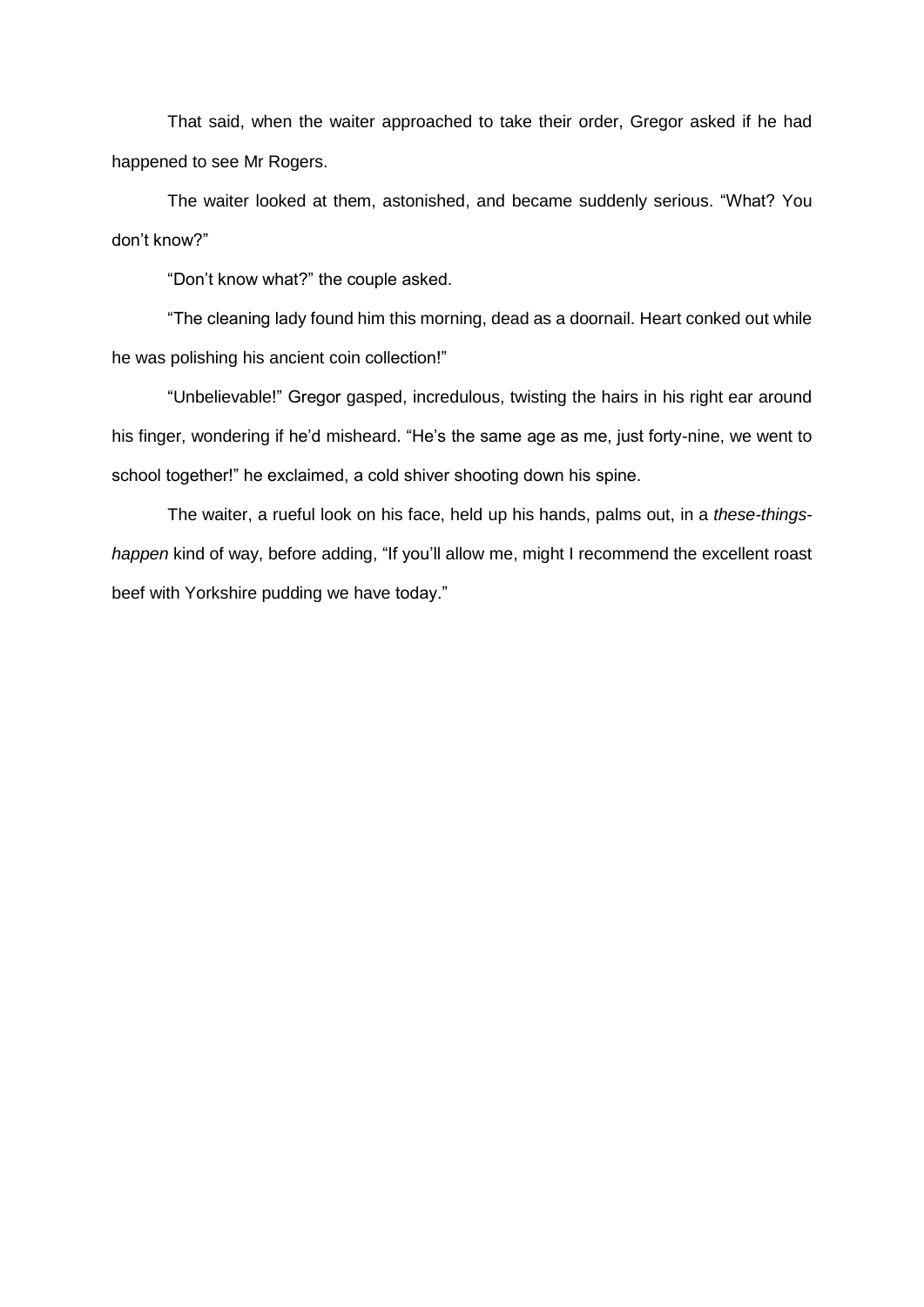That said, when the waiter approached to take their order, Gregor asked if he had happened to see Mr Rogers.

The waiter looked at them, astonished, and became suddenly serious. "What? You don't know?"

"Don't know what?" the couple asked.

"The cleaning lady found him this morning, dead as a doornail. Heart conked out while he was polishing his ancient coin collection!"

"Unbelievable!" Gregor gasped, incredulous, twisting the hairs in his right ear around his finger, wondering if he'd misheard. "He's the same age as me, just forty-nine, we went to school together!" he exclaimed, a cold shiver shooting down his spine.

The waiter, a rueful look on his face, held up his hands, palms out, in a *these-things-happen* kind of way, before adding, "If you'll allow me, might I recommend the excellent roast beef with Yorkshire pudding we have today."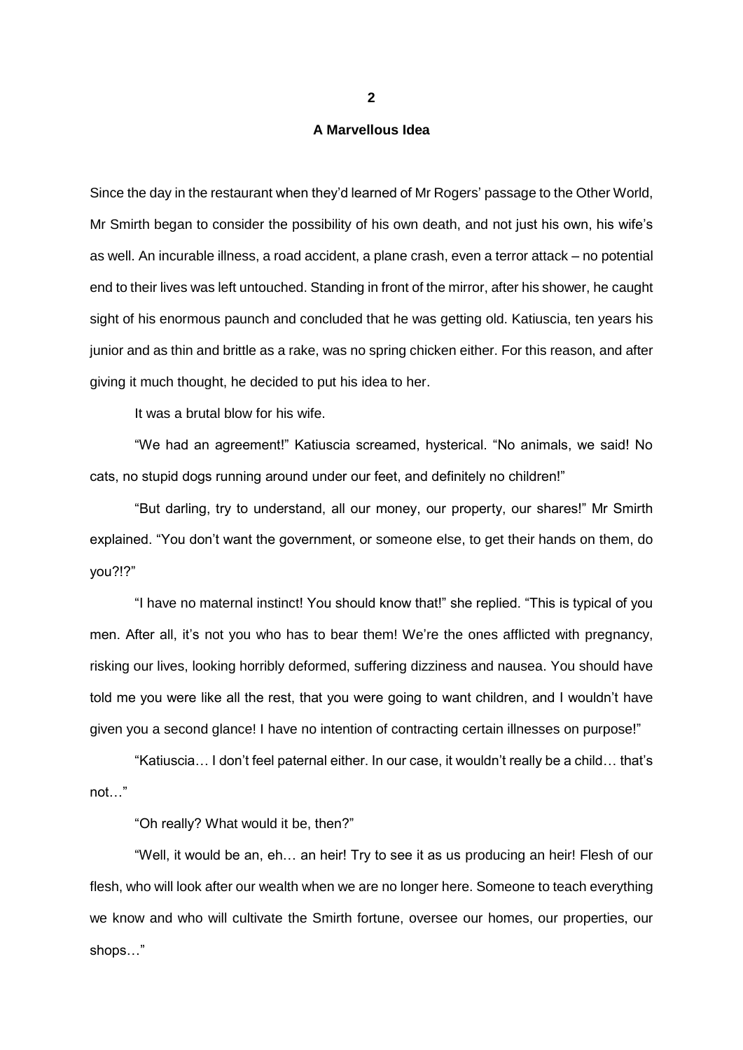## 2

## A Marvellous Idea

Since the day in the restaurant when they'd learned of Mr Rogers' passage to the Other World, Mr Smirth began to consider the possibility of his own death, and not just his own, his wife's as well. An incurable illness, a road accident, a plane crash, even a terror attack – no potential end to their lives was left untouched. Standing in front of the mirror, after his shower, he caught sight of his enormous paunch and concluded that he was getting old. Katiuscia, ten years his junior and as thin and brittle as a rake, was no spring chicken either. For this reason, and after giving it much thought, he decided to put his idea to her.

It was a brutal blow for his wife.

"We had an agreement!" Katiuscia screamed, hysterical. "No animals, we said! No cats, no stupid dogs running around under our feet, and definitely no children!"

"But darling, try to understand, all our money, our property, our shares!" Mr Smirth explained. "You don't want the government, or someone else, to get their hands on them, do you?!?"

"I have no maternal instinct! You should know that!" she replied. "This is typical of you men. After all, it's not you who has to bear them! We're the ones afflicted with pregnancy, risking our lives, looking horribly deformed, suffering dizziness and nausea. You should have told me you were like all the rest, that you were going to want children, and I wouldn't have given you a second glance! I have no intention of contracting certain illnesses on purpose!"

"Katiuscia… I don't feel paternal either. In our case, it wouldn't really be a child… that's not…"

"Oh really? What would it be, then?"

"Well, it would be an, eh… an heir! Try to see it as us producing an heir! Flesh of our flesh, who will look after our wealth when we are no longer here. Someone to teach everything we know and who will cultivate the Smirth fortune, oversee our homes, our properties, our shops…"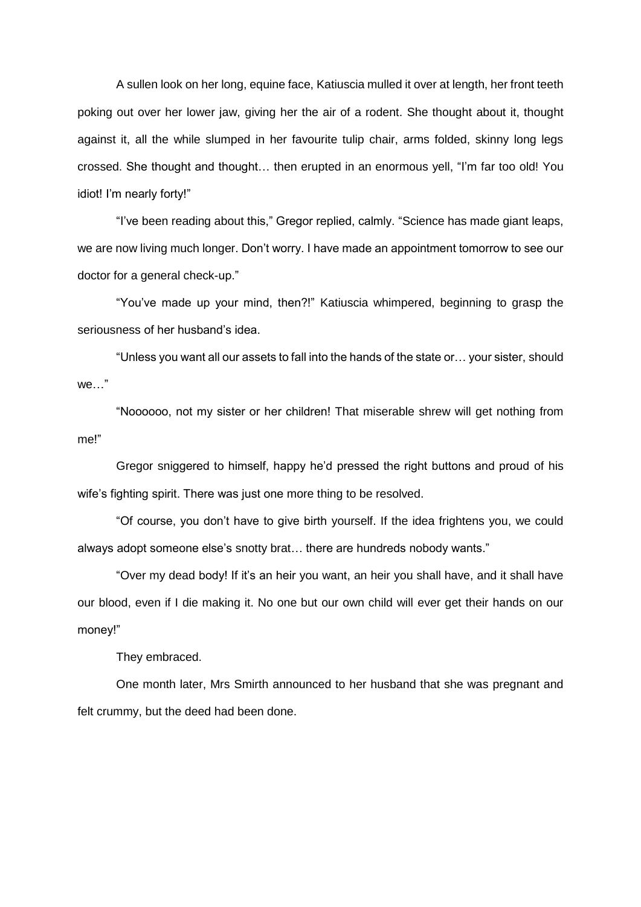A sullen look on her long, equine face, Katiuscia mulled it over at length, her front teeth poking out over her lower jaw, giving her the air of a rodent. She thought about it, thought against it, all the while slumped in her favourite tulip chair, arms folded, skinny long legs crossed. She thought and thought… then erupted in an enormous yell, "I'm far too old! You idiot! I'm nearly forty!"

"I've been reading about this," Gregor replied, calmly. "Science has made giant leaps, we are now living much longer. Don't worry. I have made an appointment tomorrow to see our doctor for a general check-up."

"You've made up your mind, then?!" Katiuscia whimpered, beginning to grasp the seriousness of her husband's idea.

"Unless you want all our assets to fall into the hands of the state or… your sister, should we…"

"Noooooo, not my sister or her children! That miserable shrew will get nothing from me!"

Gregor sniggered to himself, happy he'd pressed the right buttons and proud of his wife's fighting spirit. There was just one more thing to be resolved.

"Of course, you don't have to give birth yourself. If the idea frightens you, we could always adopt someone else's snotty brat… there are hundreds nobody wants."

"Over my dead body! If it's an heir you want, an heir you shall have, and it shall have our blood, even if I die making it. No one but our own child will ever get their hands on our money!"

They embraced.

One month later, Mrs Smirth announced to her husband that she was pregnant and felt crummy, but the deed had been done.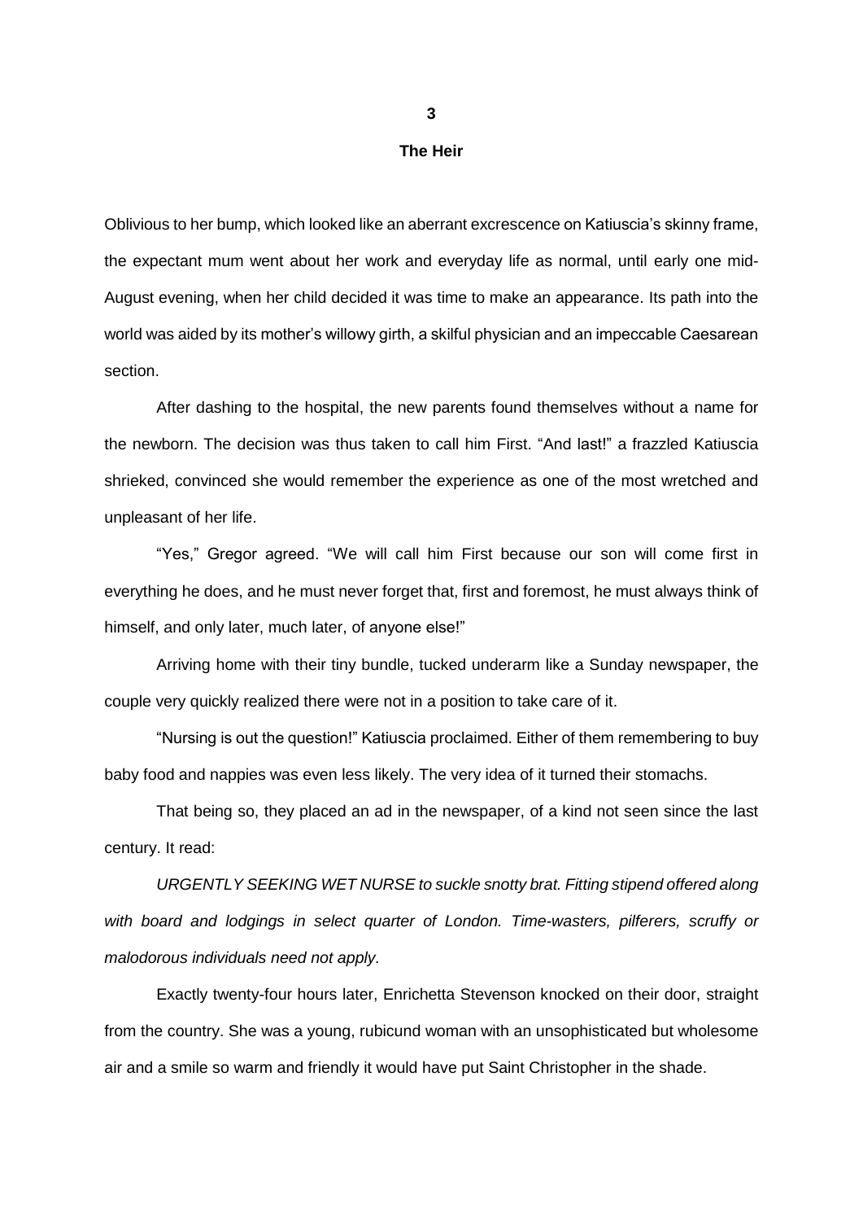# 3

## The Heir

Oblivious to her bump, which looked like an aberrant excrescence on Katiuscia's skinny frame, the expectant mum went about her work and everyday life as normal, until early one mid-August evening, when her child decided it was time to make an appearance. Its path into the world was aided by its mother's willowy girth, a skilful physician and an impeccable Caesarean section.

After dashing to the hospital, the new parents found themselves without a name for the newborn. The decision was thus taken to call him First. "And last!" a frazzled Katiuscia shrieked, convinced she would remember the experience as one of the most wretched and unpleasant of her life.

"Yes," Gregor agreed. "We will call him First because our son will come first in everything he does, and he must never forget that, first and foremost, he must always think of himself, and only later, much later, of anyone else!"

Arriving home with their tiny bundle, tucked underarm like a Sunday newspaper, the couple very quickly realized there were not in a position to take care of it.

"Nursing is out the question!" Katiuscia proclaimed. Either of them remembering to buy baby food and nappies was even less likely. The very idea of it turned their stomachs.

That being so, they placed an ad in the newspaper, of a kind not seen since the last century. It read:

*URGENTLY SEEKING WET NURSE to suckle snotty brat. Fitting stipend offered along with board and lodgings in select quarter of London. Time-wasters, pilferers, scruffy or malodorous individuals need not apply.*

Exactly twenty-four hours later, Enrichetta Stevenson knocked on their door, straight from the country. She was a young, rubicund woman with an unsophisticated but wholesome air and a smile so warm and friendly it would have put Saint Christopher in the shade.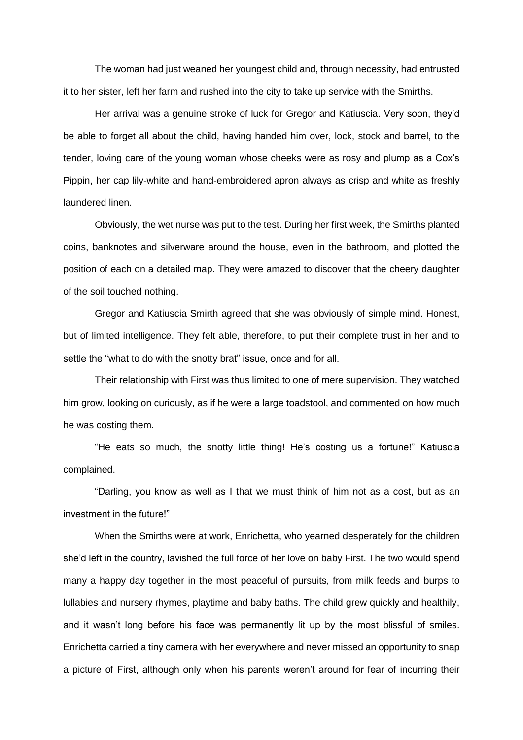The woman had just weaned her youngest child and, through necessity, had entrusted it to her sister, left her farm and rushed into the city to take up service with the Smirths.

Her arrival was a genuine stroke of luck for Gregor and Katiuscia. Very soon, they'd be able to forget all about the child, having handed him over, lock, stock and barrel, to the tender, loving care of the young woman whose cheeks were as rosy and plump as a Cox's Pippin, her cap lily-white and hand-embroidered apron always as crisp and white as freshly laundered linen.

Obviously, the wet nurse was put to the test. During her first week, the Smirths planted coins, banknotes and silverware around the house, even in the bathroom, and plotted the position of each on a detailed map. They were amazed to discover that the cheery daughter of the soil touched nothing.

Gregor and Katiuscia Smirth agreed that she was obviously of simple mind. Honest, but of limited intelligence. They felt able, therefore, to put their complete trust in her and to settle the "what to do with the snotty brat" issue, once and for all.

Their relationship with First was thus limited to one of mere supervision. They watched him grow, looking on curiously, as if he were a large toadstool, and commented on how much he was costing them.

"He eats so much, the snotty little thing! He's costing us a fortune!" Katiuscia complained.

"Darling, you know as well as I that we must think of him not as a cost, but as an investment in the future!"

When the Smirths were at work, Enrichetta, who yearned desperately for the children she'd left in the country, lavished the full force of her love on baby First. The two would spend many a happy day together in the most peaceful of pursuits, from milk feeds and burps to lullabies and nursery rhymes, playtime and baby baths. The child grew quickly and healthily, and it wasn't long before his face was permanently lit up by the most blissful of smiles. Enrichetta carried a tiny camera with her everywhere and never missed an opportunity to snap a picture of First, although only when his parents weren't around for fear of incurring their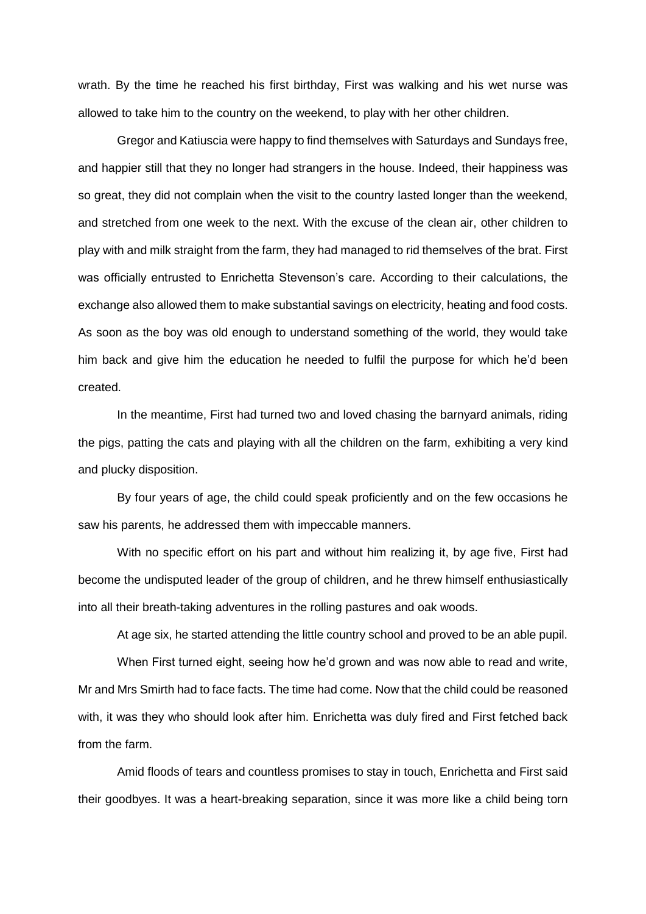wrath. By the time he reached his first birthday, First was walking and his wet nurse was allowed to take him to the country on the weekend, to play with her other children.

Gregor and Katiuscia were happy to find themselves with Saturdays and Sundays free, and happier still that they no longer had strangers in the house. Indeed, their happiness was so great, they did not complain when the visit to the country lasted longer than the weekend, and stretched from one week to the next. With the excuse of the clean air, other children to play with and milk straight from the farm, they had managed to rid themselves of the brat. First was officially entrusted to Enrichetta Stevenson's care. According to their calculations, the exchange also allowed them to make substantial savings on electricity, heating and food costs. As soon as the boy was old enough to understand something of the world, they would take him back and give him the education he needed to fulfil the purpose for which he'd been created.

In the meantime, First had turned two and loved chasing the barnyard animals, riding the pigs, patting the cats and playing with all the children on the farm, exhibiting a very kind and plucky disposition.

By four years of age, the child could speak proficiently and on the few occasions he saw his parents, he addressed them with impeccable manners.

With no specific effort on his part and without him realizing it, by age five, First had become the undisputed leader of the group of children, and he threw himself enthusiastically into all their breath-taking adventures in the rolling pastures and oak woods.

At age six, he started attending the little country school and proved to be an able pupil.

When First turned eight, seeing how he'd grown and was now able to read and write, Mr and Mrs Smirth had to face facts. The time had come. Now that the child could be reasoned with, it was they who should look after him. Enrichetta was duly fired and First fetched back from the farm.

Amid floods of tears and countless promises to stay in touch, Enrichetta and First said their goodbyes. It was a heart-breaking separation, since it was more like a child being torn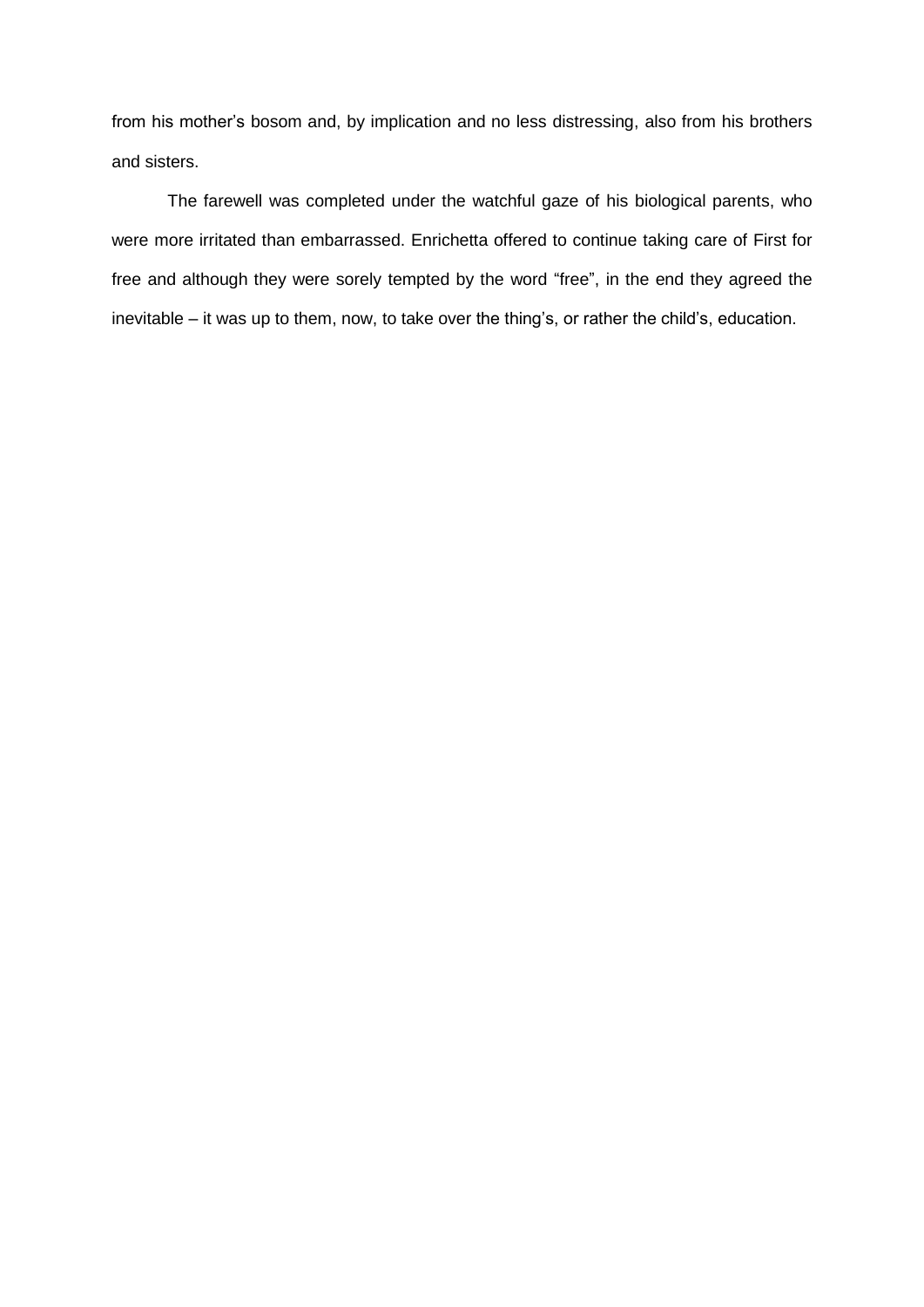from his mother's bosom and, by implication and no less distressing, also from his brothers and sisters.

The farewell was completed under the watchful gaze of his biological parents, who were more irritated than embarrassed. Enrichetta offered to continue taking care of First for free and although they were sorely tempted by the word "free", in the end they agreed the inevitable – it was up to them, now, to take over the thing's, or rather the child's, education.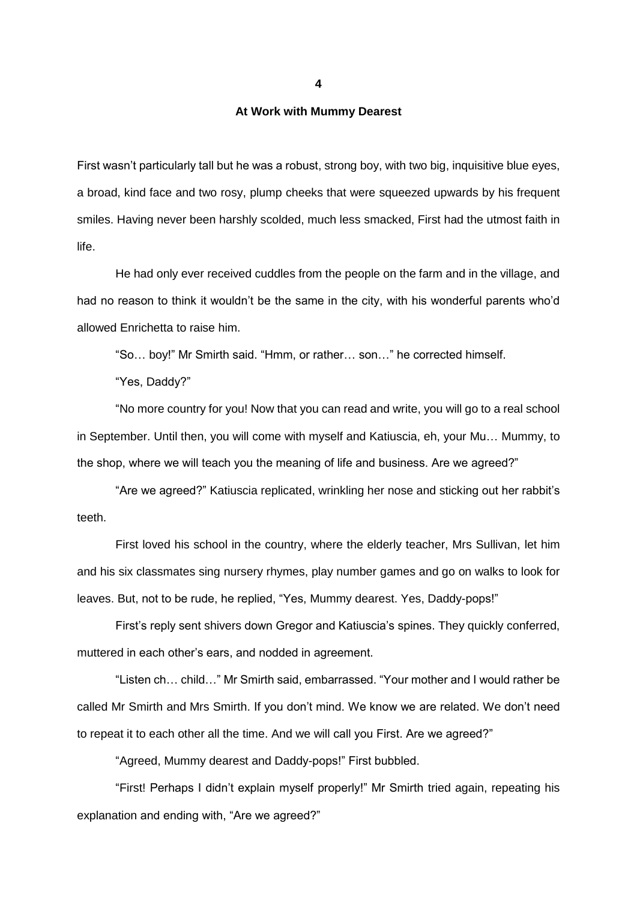# 4

## At Work with Mummy Dearest

First wasn't particularly tall but he was a robust, strong boy, with two big, inquisitive blue eyes, a broad, kind face and two rosy, plump cheeks that were squeezed upwards by his frequent smiles. Having never been harshly scolded, much less smacked, First had the utmost faith in life.

He had only ever received cuddles from the people on the farm and in the village, and had no reason to think it wouldn't be the same in the city, with his wonderful parents who'd allowed Enrichetta to raise him.

"So… boy!" Mr Smirth said. "Hmm, or rather… son…" he corrected himself.

"Yes, Daddy?"

"No more country for you! Now that you can read and write, you will go to a real school in September. Until then, you will come with myself and Katiuscia, eh, your Mu… Mummy, to the shop, where we will teach you the meaning of life and business. Are we agreed?"

"Are we agreed?" Katiuscia replicated, wrinkling her nose and sticking out her rabbit's teeth.

First loved his school in the country, where the elderly teacher, Mrs Sullivan, let him and his six classmates sing nursery rhymes, play number games and go on walks to look for leaves. But, not to be rude, he replied, "Yes, Mummy dearest. Yes, Daddy-pops!"

First's reply sent shivers down Gregor and Katiuscia's spines. They quickly conferred, muttered in each other's ears, and nodded in agreement.

"Listen ch… child…" Mr Smirth said, embarrassed. "Your mother and I would rather be called Mr Smirth and Mrs Smirth. If you don't mind. We know we are related. We don't need to repeat it to each other all the time. And we will call you First. Are we agreed?"

"Agreed, Mummy dearest and Daddy-pops!" First bubbled.

"First! Perhaps I didn't explain myself properly!" Mr Smirth tried again, repeating his explanation and ending with, "Are we agreed?"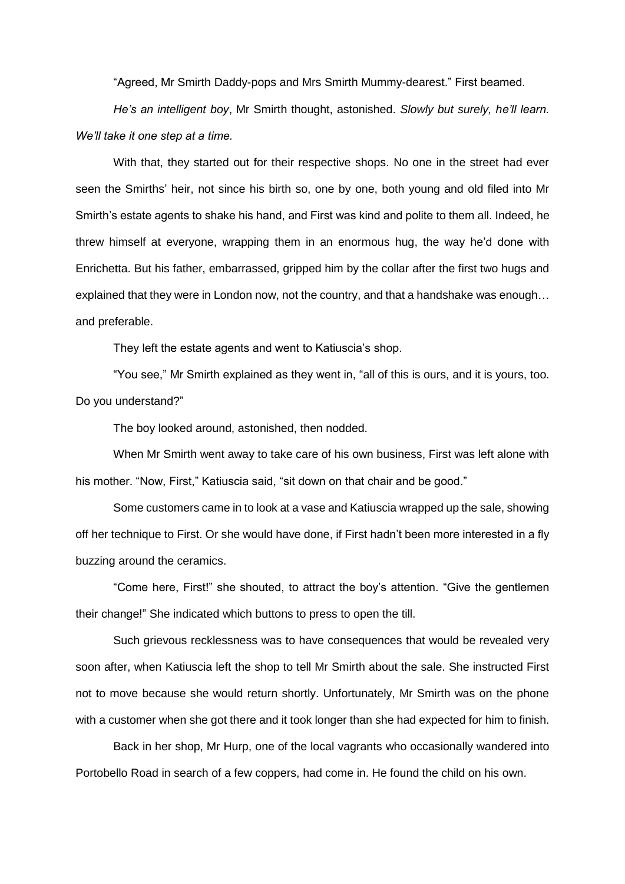"Agreed, Mr Smirth Daddy-pops and Mrs Smirth Mummy-dearest." First beamed.

*He's an intelligent boy*, Mr Smirth thought, astonished. *Slowly but surely, he'll learn. We'll take it one step at a time.*

With that, they started out for their respective shops. No one in the street had ever seen the Smirths' heir, not since his birth so, one by one, both young and old filed into Mr Smirth's estate agents to shake his hand, and First was kind and polite to them all. Indeed, he threw himself at everyone, wrapping them in an enormous hug, the way he'd done with Enrichetta. But his father, embarrassed, gripped him by the collar after the first two hugs and explained that they were in London now, not the country, and that a handshake was enough… and preferable.

They left the estate agents and went to Katiuscia's shop.

"You see," Mr Smirth explained as they went in, "all of this is ours, and it is yours, too. Do you understand?"

The boy looked around, astonished, then nodded.

When Mr Smirth went away to take care of his own business, First was left alone with his mother. "Now, First," Katiuscia said, "sit down on that chair and be good."

Some customers came in to look at a vase and Katiuscia wrapped up the sale, showing off her technique to First. Or she would have done, if First hadn't been more interested in a fly buzzing around the ceramics.

"Come here, First!" she shouted, to attract the boy's attention. "Give the gentlemen their change!" She indicated which buttons to press to open the till.

Such grievous recklessness was to have consequences that would be revealed very soon after, when Katiuscia left the shop to tell Mr Smirth about the sale. She instructed First not to move because she would return shortly. Unfortunately, Mr Smirth was on the phone with a customer when she got there and it took longer than she had expected for him to finish.

Back in her shop, Mr Hurp, one of the local vagrants who occasionally wandered into Portobello Road in search of a few coppers, had come in. He found the child on his own.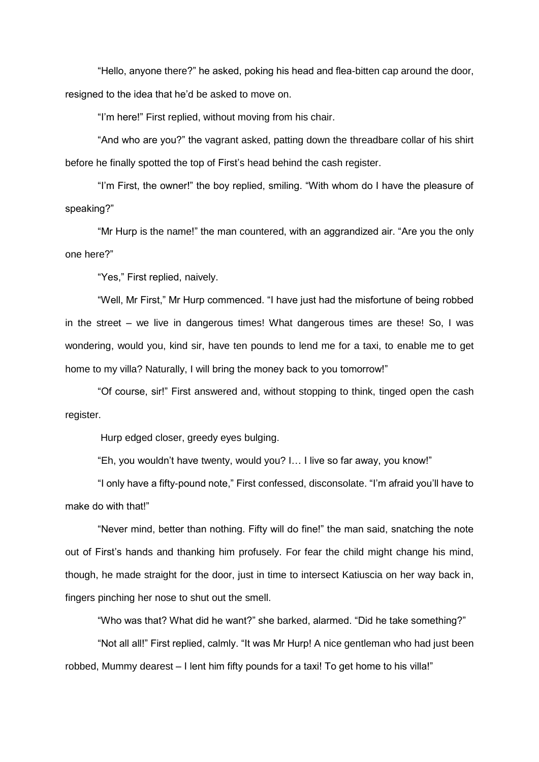"Hello, anyone there?" he asked, poking his head and flea-bitten cap around the door, resigned to the idea that he'd be asked to move on.

"I'm here!" First replied, without moving from his chair.

"And who are you?" the vagrant asked, patting down the threadbare collar of his shirt before he finally spotted the top of First's head behind the cash register.

"I'm First, the owner!" the boy replied, smiling. "With whom do I have the pleasure of speaking?"

"Mr Hurp is the name!" the man countered, with an aggrandized air. "Are you the only one here?"

"Yes," First replied, naively.

"Well, Mr First," Mr Hurp commenced. "I have just had the misfortune of being robbed in the street – we live in dangerous times! What dangerous times are these! So, I was wondering, would you, kind sir, have ten pounds to lend me for a taxi, to enable me to get home to my villa? Naturally, I will bring the money back to you tomorrow!"

"Of course, sir!" First answered and, without stopping to think, tinged open the cash register.

Hurp edged closer, greedy eyes bulging.

"Eh, you wouldn't have twenty, would you? I… I live so far away, you know!"

"I only have a fifty-pound note," First confessed, disconsolate. "I'm afraid you'll have to make do with that!"

"Never mind, better than nothing. Fifty will do fine!" the man said, snatching the note out of First's hands and thanking him profusely. For fear the child might change his mind, though, he made straight for the door, just in time to intersect Katiuscia on her way back in, fingers pinching her nose to shut out the smell.

"Who was that? What did he want?" she barked, alarmed. "Did he take something?"

"Not all all!" First replied, calmly. "It was Mr Hurp! A nice gentleman who had just been robbed, Mummy dearest – I lent him fifty pounds for a taxi! To get home to his villa!"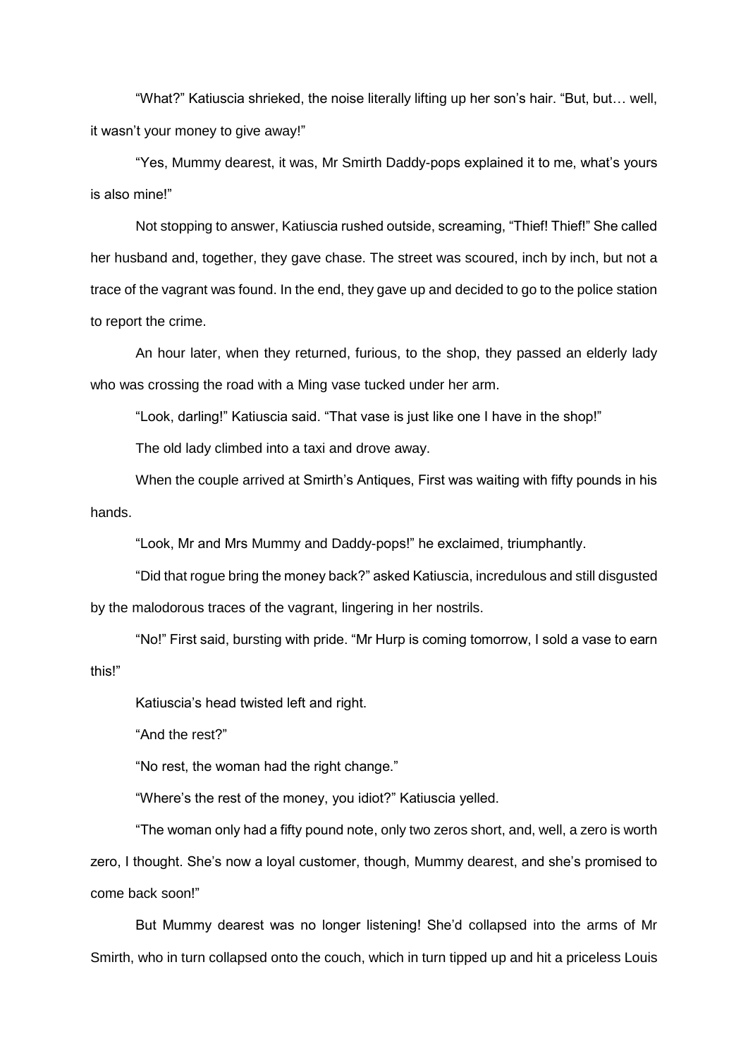"What?" Katiuscia shrieked, the noise literally lifting up her son's hair. "But, but… well, it wasn't your money to give away!"

"Yes, Mummy dearest, it was, Mr Smirth Daddy-pops explained it to me, what's yours is also mine!"

Not stopping to answer, Katiuscia rushed outside, screaming, "Thief! Thief!" She called her husband and, together, they gave chase. The street was scoured, inch by inch, but not a trace of the vagrant was found. In the end, they gave up and decided to go to the police station to report the crime.

An hour later, when they returned, furious, to the shop, they passed an elderly lady who was crossing the road with a Ming vase tucked under her arm.

"Look, darling!" Katiuscia said. "That vase is just like one I have in the shop!"

The old lady climbed into a taxi and drove away.

When the couple arrived at Smirth's Antiques, First was waiting with fifty pounds in his hands.

"Look, Mr and Mrs Mummy and Daddy-pops!" he exclaimed, triumphantly.

"Did that rogue bring the money back?" asked Katiuscia, incredulous and still disgusted by the malodorous traces of the vagrant, lingering in her nostrils.

"No!" First said, bursting with pride. "Mr Hurp is coming tomorrow, I sold a vase to earn this!"

Katiuscia's head twisted left and right.

"And the rest?"

"No rest, the woman had the right change."

"Where's the rest of the money, you idiot?" Katiuscia yelled.

"The woman only had a fifty pound note, only two zeros short, and, well, a zero is worth zero, I thought. She's now a loyal customer, though, Mummy dearest, and she's promised to come back soon!"

But Mummy dearest was no longer listening! She'd collapsed into the arms of Mr Smirth, who in turn collapsed onto the couch, which in turn tipped up and hit a priceless Louis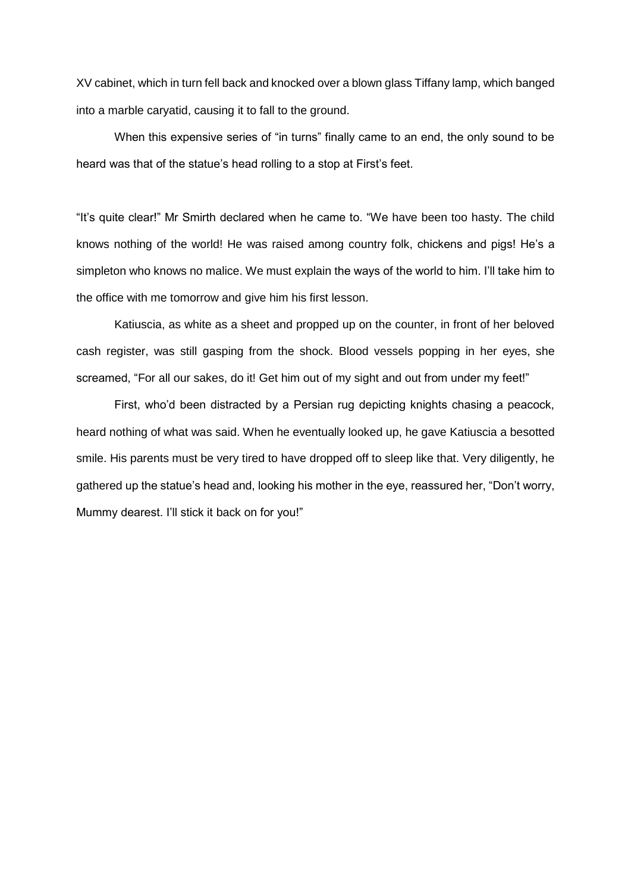XV cabinet, which in turn fell back and knocked over a blown glass Tiffany lamp, which banged into a marble caryatid, causing it to fall to the ground.

When this expensive series of "in turns" finally came to an end, the only sound to be heard was that of the statue's head rolling to a stop at First's feet.

"It's quite clear!" Mr Smirth declared when he came to. "We have been too hasty. The child knows nothing of the world! He was raised among country folk, chickens and pigs! He's a simpleton who knows no malice. We must explain the ways of the world to him. I'll take him to the office with me tomorrow and give him his first lesson.

Katiuscia, as white as a sheet and propped up on the counter, in front of her beloved cash register, was still gasping from the shock. Blood vessels popping in her eyes, she screamed, "For all our sakes, do it! Get him out of my sight and out from under my feet!"

First, who'd been distracted by a Persian rug depicting knights chasing a peacock, heard nothing of what was said. When he eventually looked up, he gave Katiuscia a besotted smile. His parents must be very tired to have dropped off to sleep like that. Very diligently, he gathered up the statue's head and, looking his mother in the eye, reassured her, "Don't worry, Mummy dearest. I'll stick it back on for you!"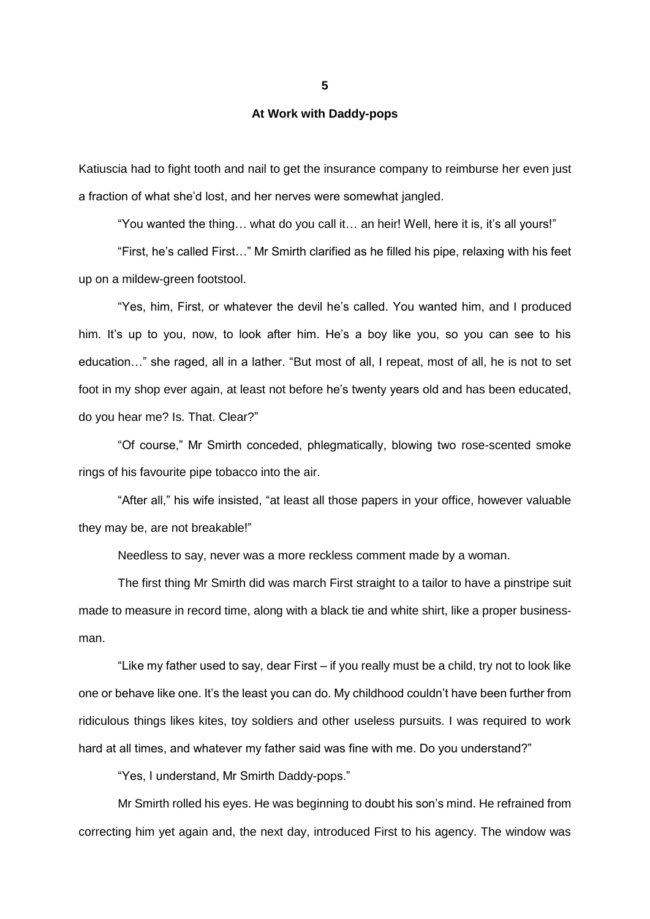# 5

## At Work with Daddy-pops

Katiuscia had to fight tooth and nail to get the insurance company to reimburse her even just a fraction of what she'd lost, and her nerves were somewhat jangled.

"You wanted the thing… what do you call it… an heir! Well, here it is, it's all yours!"

"First, he's called First…" Mr Smirth clarified as he filled his pipe, relaxing with his feet up on a mildew-green footstool.

"Yes, him, First, or whatever the devil he's called. You wanted him, and I produced him. It's up to you, now, to look after him. He's a boy like you, so you can see to his education…" she raged, all in a lather. "But most of all, I repeat, most of all, he is not to set foot in my shop ever again, at least not before he's twenty years old and has been educated, do you hear me? Is. That. Clear?"

"Of course," Mr Smirth conceded, phlegmatically, blowing two rose-scented smoke rings of his favourite pipe tobacco into the air.

"After all," his wife insisted, "at least all those papers in your office, however valuable they may be, are not breakable!"

Needless to say, never was a more reckless comment made by a woman.

The first thing Mr Smirth did was march First straight to a tailor to have a pinstripe suit made to measure in record time, along with a black tie and white shirt, like a proper business-man.

"Like my father used to say, dear First – if you really must be a child, try not to look like one or behave like one. It's the least you can do. My childhood couldn't have been further from ridiculous things likes kites, toy soldiers and other useless pursuits. I was required to work hard at all times, and whatever my father said was fine with me. Do you understand?"

"Yes, I understand, Mr Smirth Daddy-pops."

Mr Smirth rolled his eyes. He was beginning to doubt his son's mind. He refrained from correcting him yet again and, the next day, introduced First to his agency. The window was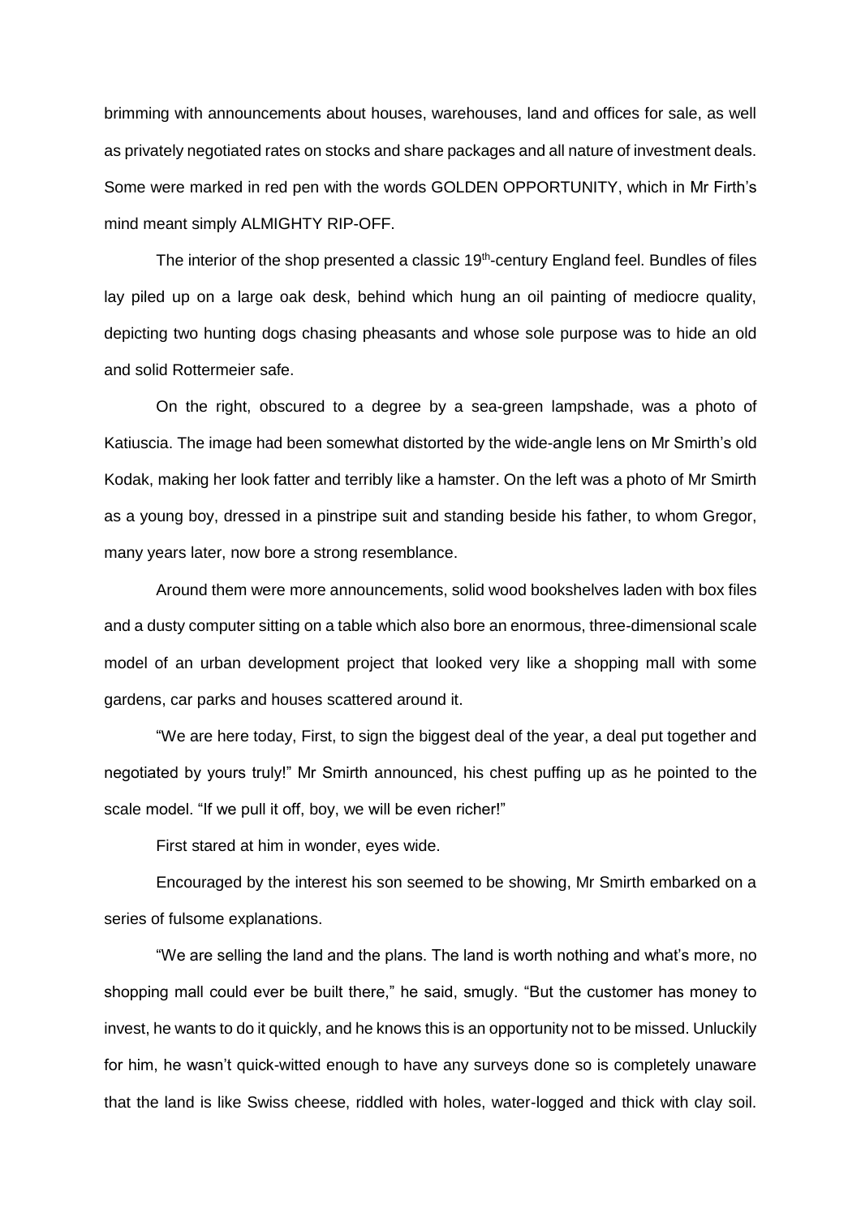brimming with announcements about houses, warehouses, land and offices for sale, as well as privately negotiated rates on stocks and share packages and all nature of investment deals. Some were marked in red pen with the words GOLDEN OPPORTUNITY, which in Mr Firth's mind meant simply ALMIGHTY RIP-OFF.

The interior of the shop presented a classic 19th-century England feel. Bundles of files lay piled up on a large oak desk, behind which hung an oil painting of mediocre quality, depicting two hunting dogs chasing pheasants and whose sole purpose was to hide an old and solid Rottermeier safe.

On the right, obscured to a degree by a sea-green lampshade, was a photo of Katiuscia. The image had been somewhat distorted by the wide-angle lens on Mr Smirth's old Kodak, making her look fatter and terribly like a hamster. On the left was a photo of Mr Smirth as a young boy, dressed in a pinstripe suit and standing beside his father, to whom Gregor, many years later, now bore a strong resemblance.

Around them were more announcements, solid wood bookshelves laden with box files and a dusty computer sitting on a table which also bore an enormous, three-dimensional scale model of an urban development project that looked very like a shopping mall with some gardens, car parks and houses scattered around it.

"We are here today, First, to sign the biggest deal of the year, a deal put together and negotiated by yours truly!" Mr Smirth announced, his chest puffing up as he pointed to the scale model. "If we pull it off, boy, we will be even richer!"

First stared at him in wonder, eyes wide.

Encouraged by the interest his son seemed to be showing, Mr Smirth embarked on a series of fulsome explanations.

"We are selling the land and the plans. The land is worth nothing and what's more, no shopping mall could ever be built there," he said, smugly. "But the customer has money to invest, he wants to do it quickly, and he knows this is an opportunity not to be missed. Unluckily for him, he wasn't quick-witted enough to have any surveys done so is completely unaware that the land is like Swiss cheese, riddled with holes, water-logged and thick with clay soil.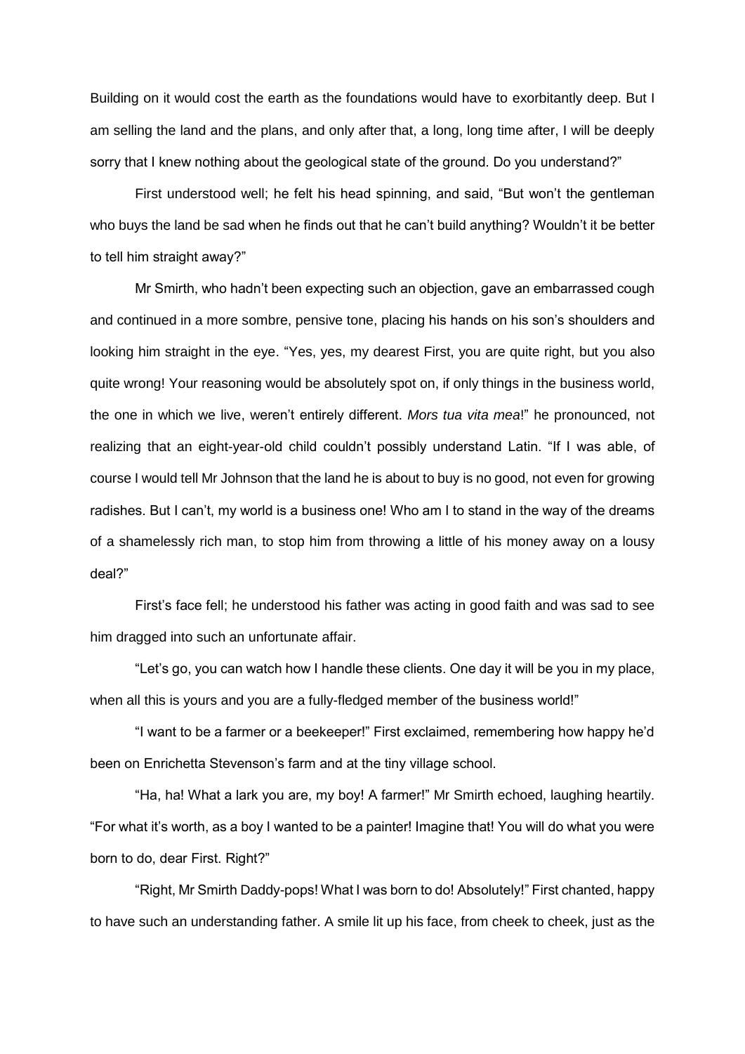Building on it would cost the earth as the foundations would have to exorbitantly deep. But I am selling the land and the plans, and only after that, a long, long time after, I will be deeply sorry that I knew nothing about the geological state of the ground. Do you understand?"

First understood well; he felt his head spinning, and said, "But won't the gentleman who buys the land be sad when he finds out that he can't build anything? Wouldn't it be better to tell him straight away?"

Mr Smirth, who hadn't been expecting such an objection, gave an embarrassed cough and continued in a more sombre, pensive tone, placing his hands on his son's shoulders and looking him straight in the eye. "Yes, yes, my dearest First, you are quite right, but you also quite wrong! Your reasoning would be absolutely spot on, if only things in the business world, the one in which we live, weren't entirely different. *Mors tua vita mea*!" he pronounced, not realizing that an eight-year-old child couldn't possibly understand Latin. "If I was able, of course I would tell Mr Johnson that the land he is about to buy is no good, not even for growing radishes. But I can't, my world is a business one! Who am I to stand in the way of the dreams of a shamelessly rich man, to stop him from throwing a little of his money away on a lousy deal?"

First's face fell; he understood his father was acting in good faith and was sad to see him dragged into such an unfortunate affair.

"Let's go, you can watch how I handle these clients. One day it will be you in my place, when all this is yours and you are a fully-fledged member of the business world!"

"I want to be a farmer or a beekeeper!" First exclaimed, remembering how happy he'd been on Enrichetta Stevenson's farm and at the tiny village school.

"Ha, ha! What a lark you are, my boy! A farmer!" Mr Smirth echoed, laughing heartily. "For what it's worth, as a boy I wanted to be a painter! Imagine that! You will do what you were born to do, dear First. Right?"

"Right, Mr Smirth Daddy-pops! What I was born to do! Absolutely!" First chanted, happy to have such an understanding father. A smile lit up his face, from cheek to cheek, just as the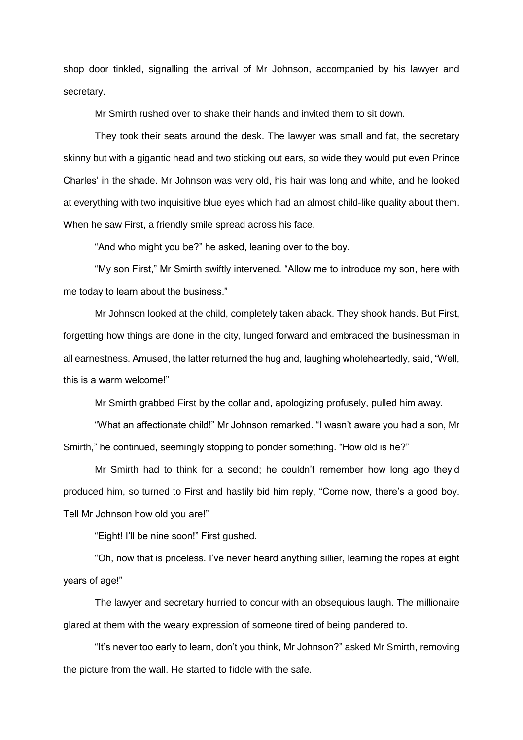shop door tinkled, signalling the arrival of Mr Johnson, accompanied by his lawyer and secretary.

Mr Smirth rushed over to shake their hands and invited them to sit down.

They took their seats around the desk. The lawyer was small and fat, the secretary skinny but with a gigantic head and two sticking out ears, so wide they would put even Prince Charles' in the shade. Mr Johnson was very old, his hair was long and white, and he looked at everything with two inquisitive blue eyes which had an almost child-like quality about them. When he saw First, a friendly smile spread across his face.

"And who might you be?" he asked, leaning over to the boy.

"My son First," Mr Smirth swiftly intervened. "Allow me to introduce my son, here with me today to learn about the business."

Mr Johnson looked at the child, completely taken aback. They shook hands. But First, forgetting how things are done in the city, lunged forward and embraced the businessman in all earnestness. Amused, the latter returned the hug and, laughing wholeheartedly, said, "Well, this is a warm welcome!"

Mr Smirth grabbed First by the collar and, apologizing profusely, pulled him away.

"What an affectionate child!" Mr Johnson remarked. "I wasn't aware you had a son, Mr Smirth," he continued, seemingly stopping to ponder something. "How old is he?"

Mr Smirth had to think for a second; he couldn't remember how long ago they'd produced him, so turned to First and hastily bid him reply, "Come now, there's a good boy. Tell Mr Johnson how old you are!"

"Eight! I'll be nine soon!" First gushed.

"Oh, now that is priceless. I've never heard anything sillier, learning the ropes at eight years of age!"

The lawyer and secretary hurried to concur with an obsequious laugh. The millionaire glared at them with the weary expression of someone tired of being pandered to.

"It's never too early to learn, don't you think, Mr Johnson?" asked Mr Smirth, removing the picture from the wall. He started to fiddle with the safe.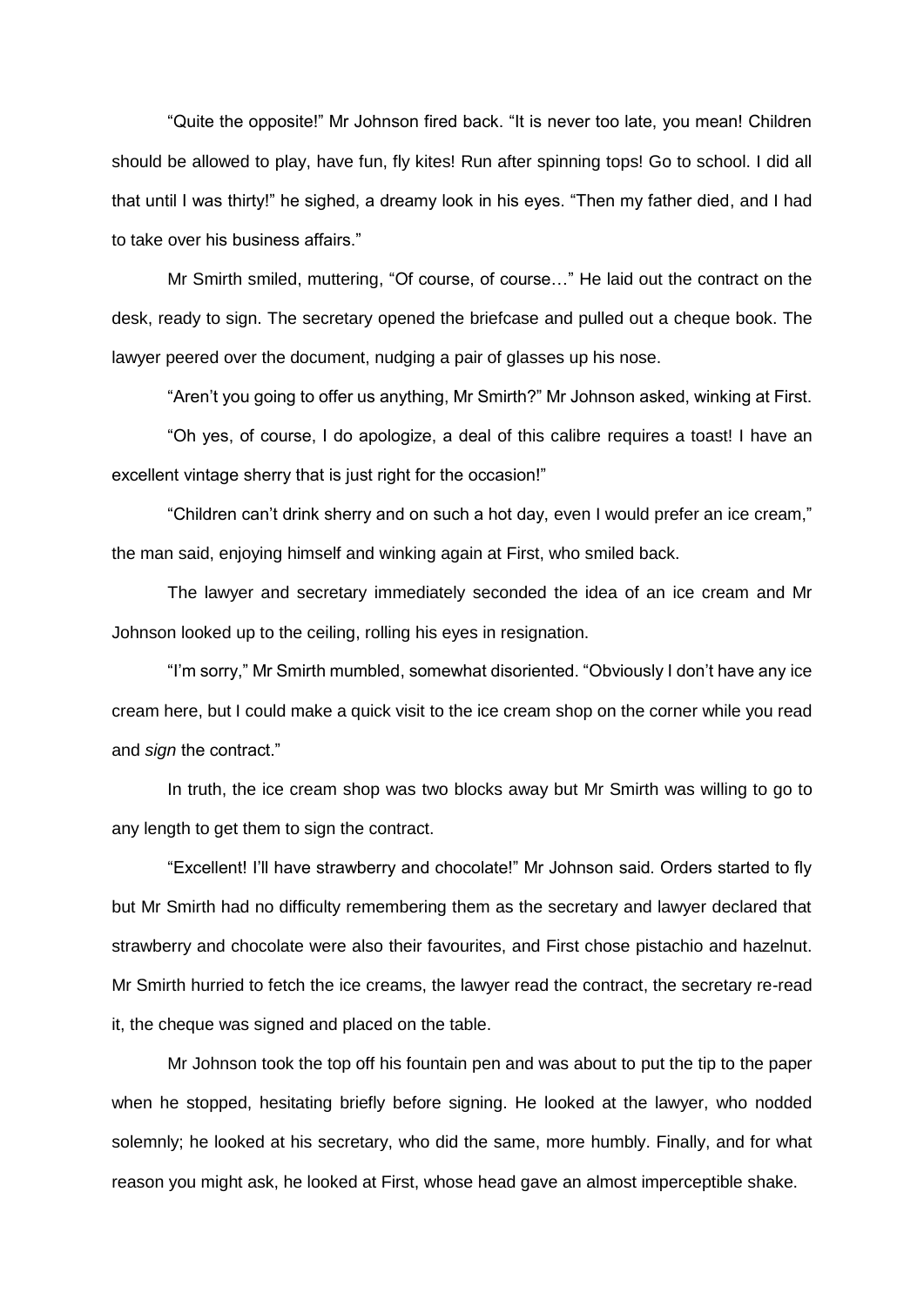"Quite the opposite!" Mr Johnson fired back. "It is never too late, you mean! Children should be allowed to play, have fun, fly kites! Run after spinning tops! Go to school. I did all that until I was thirty!" he sighed, a dreamy look in his eyes. "Then my father died, and I had to take over his business affairs."

Mr Smirth smiled, muttering, "Of course, of course…" He laid out the contract on the desk, ready to sign. The secretary opened the briefcase and pulled out a cheque book. The lawyer peered over the document, nudging a pair of glasses up his nose.

"Aren't you going to offer us anything, Mr Smirth?" Mr Johnson asked, winking at First.

"Oh yes, of course, I do apologize, a deal of this calibre requires a toast! I have an excellent vintage sherry that is just right for the occasion!"

"Children can't drink sherry and on such a hot day, even I would prefer an ice cream," the man said, enjoying himself and winking again at First, who smiled back.

The lawyer and secretary immediately seconded the idea of an ice cream and Mr Johnson looked up to the ceiling, rolling his eyes in resignation.

"I'm sorry," Mr Smirth mumbled, somewhat disoriented. "Obviously I don't have any ice cream here, but I could make a quick visit to the ice cream shop on the corner while you read and *sign* the contract."

In truth, the ice cream shop was two blocks away but Mr Smirth was willing to go to any length to get them to sign the contract.

"Excellent! I'll have strawberry and chocolate!" Mr Johnson said. Orders started to fly but Mr Smirth had no difficulty remembering them as the secretary and lawyer declared that strawberry and chocolate were also their favourites, and First chose pistachio and hazelnut. Mr Smirth hurried to fetch the ice creams, the lawyer read the contract, the secretary re-read it, the cheque was signed and placed on the table.

Mr Johnson took the top off his fountain pen and was about to put the tip to the paper when he stopped, hesitating briefly before signing. He looked at the lawyer, who nodded solemnly; he looked at his secretary, who did the same, more humbly. Finally, and for what reason you might ask, he looked at First, whose head gave an almost imperceptible shake.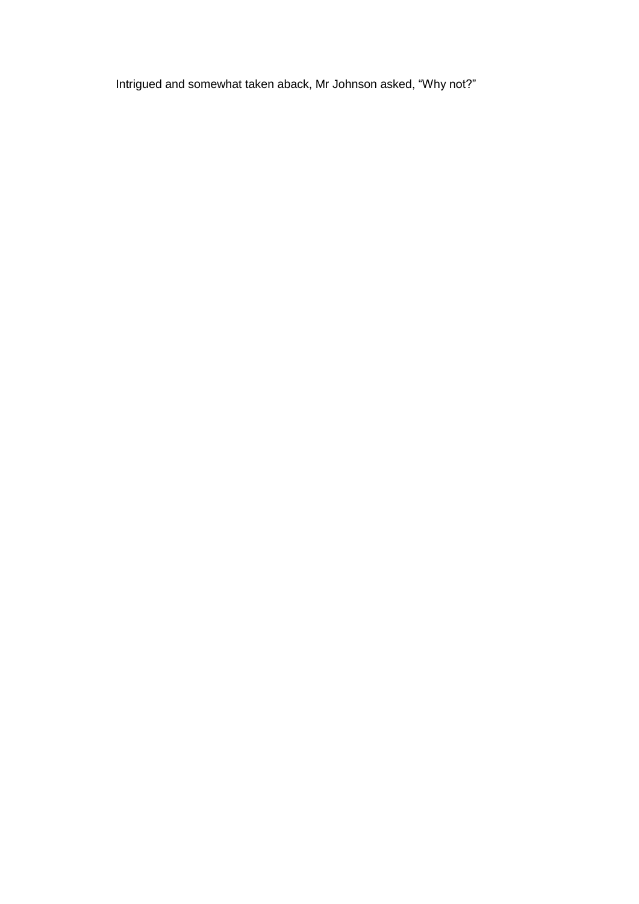Intrigued and somewhat taken aback, Mr Johnson asked, “Why not?”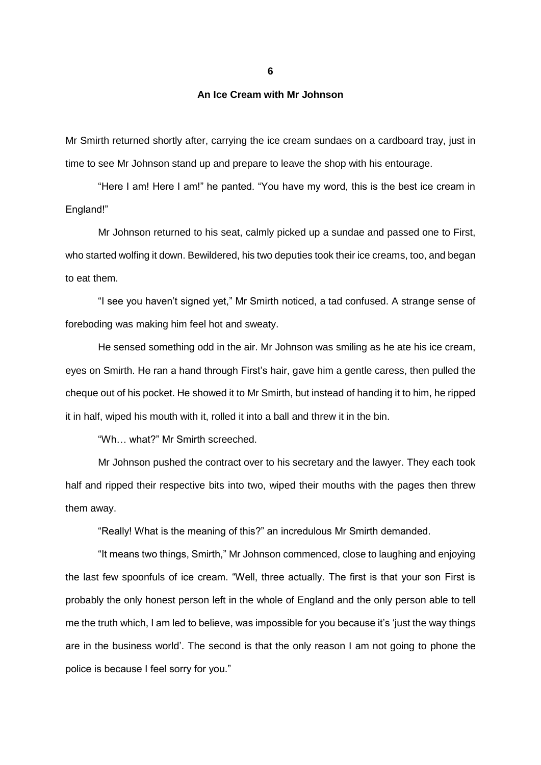## 6

### An Ice Cream with Mr Johnson

Mr Smirth returned shortly after, carrying the ice cream sundaes on a cardboard tray, just in time to see Mr Johnson stand up and prepare to leave the shop with his entourage.

"Here I am! Here I am!" he panted. "You have my word, this is the best ice cream in England!"

Mr Johnson returned to his seat, calmly picked up a sundae and passed one to First, who started wolfing it down. Bewildered, his two deputies took their ice creams, too, and began to eat them.

"I see you haven't signed yet," Mr Smirth noticed, a tad confused. A strange sense of foreboding was making him feel hot and sweaty.

He sensed something odd in the air. Mr Johnson was smiling as he ate his ice cream, eyes on Smirth. He ran a hand through First's hair, gave him a gentle caress, then pulled the cheque out of his pocket. He showed it to Mr Smirth, but instead of handing it to him, he ripped it in half, wiped his mouth with it, rolled it into a ball and threw it in the bin.

"Wh… what?" Mr Smirth screeched.

Mr Johnson pushed the contract over to his secretary and the lawyer. They each took half and ripped their respective bits into two, wiped their mouths with the pages then threw them away.

"Really! What is the meaning of this?" an incredulous Mr Smirth demanded.

"It means two things, Smirth," Mr Johnson commenced, close to laughing and enjoying the last few spoonfuls of ice cream. "Well, three actually. The first is that your son First is probably the only honest person left in the whole of England and the only person able to tell me the truth which, I am led to believe, was impossible for you because it's 'just the way things are in the business world'. The second is that the only reason I am not going to phone the police is because I feel sorry for you."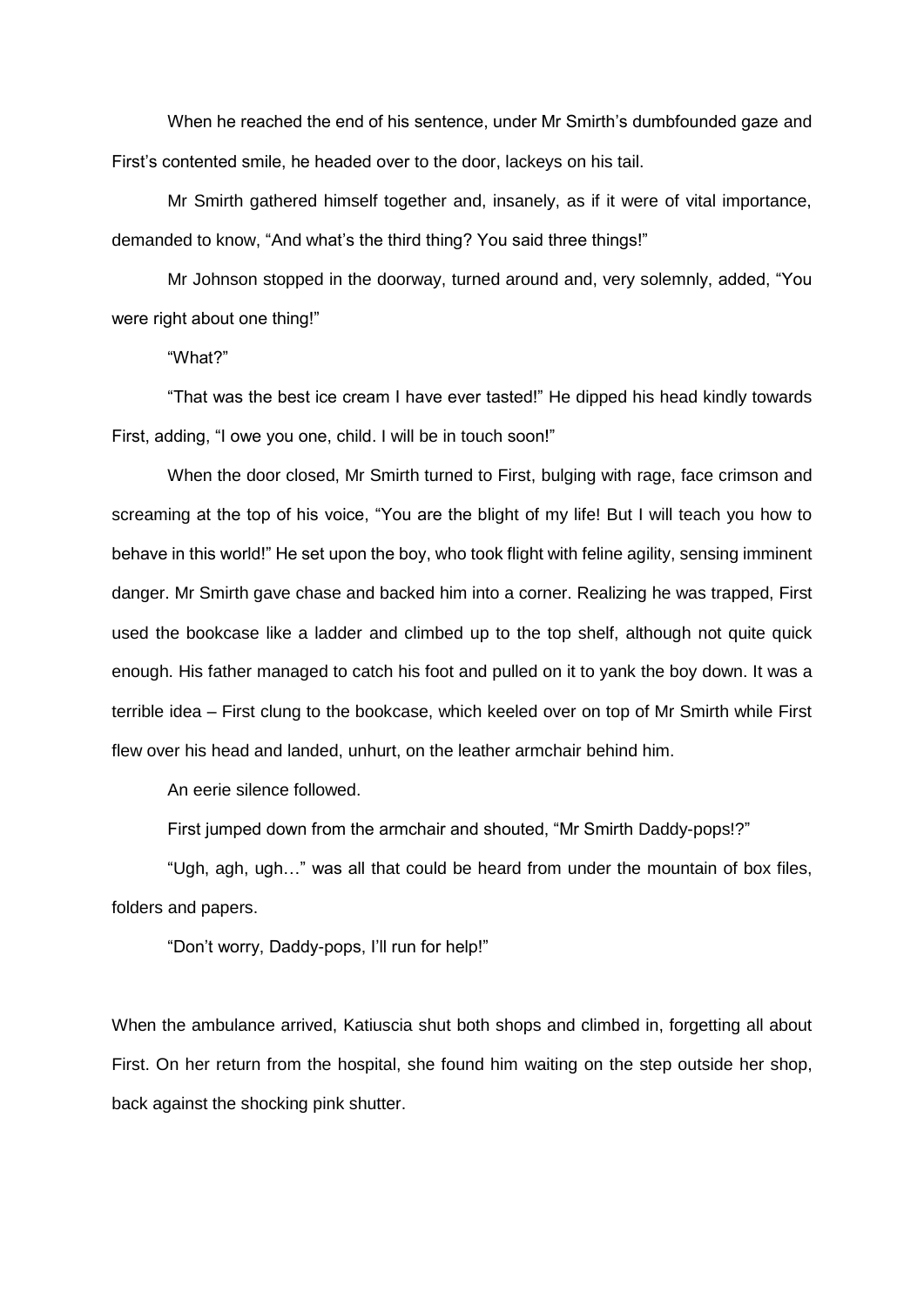When he reached the end of his sentence, under Mr Smirth's dumbfounded gaze and First's contented smile, he headed over to the door, lackeys on his tail.

Mr Smirth gathered himself together and, insanely, as if it were of vital importance, demanded to know, "And what's the third thing? You said three things!"

Mr Johnson stopped in the doorway, turned around and, very solemnly, added, "You were right about one thing!"

"What?"

"That was the best ice cream I have ever tasted!" He dipped his head kindly towards First, adding, "I owe you one, child. I will be in touch soon!"

When the door closed, Mr Smirth turned to First, bulging with rage, face crimson and screaming at the top of his voice, "You are the blight of my life! But I will teach you how to behave in this world!" He set upon the boy, who took flight with feline agility, sensing imminent danger. Mr Smirth gave chase and backed him into a corner. Realizing he was trapped, First used the bookcase like a ladder and climbed up to the top shelf, although not quite quick enough. His father managed to catch his foot and pulled on it to yank the boy down. It was a terrible idea – First clung to the bookcase, which keeled over on top of Mr Smirth while First flew over his head and landed, unhurt, on the leather armchair behind him.

An eerie silence followed.

First jumped down from the armchair and shouted, "Mr Smirth Daddy-pops!?"

"Ugh, agh, ugh…" was all that could be heard from under the mountain of box files, folders and papers.

"Don't worry, Daddy-pops, I'll run for help!"

When the ambulance arrived, Katiuscia shut both shops and climbed in, forgetting all about First. On her return from the hospital, she found him waiting on the step outside her shop, back against the shocking pink shutter.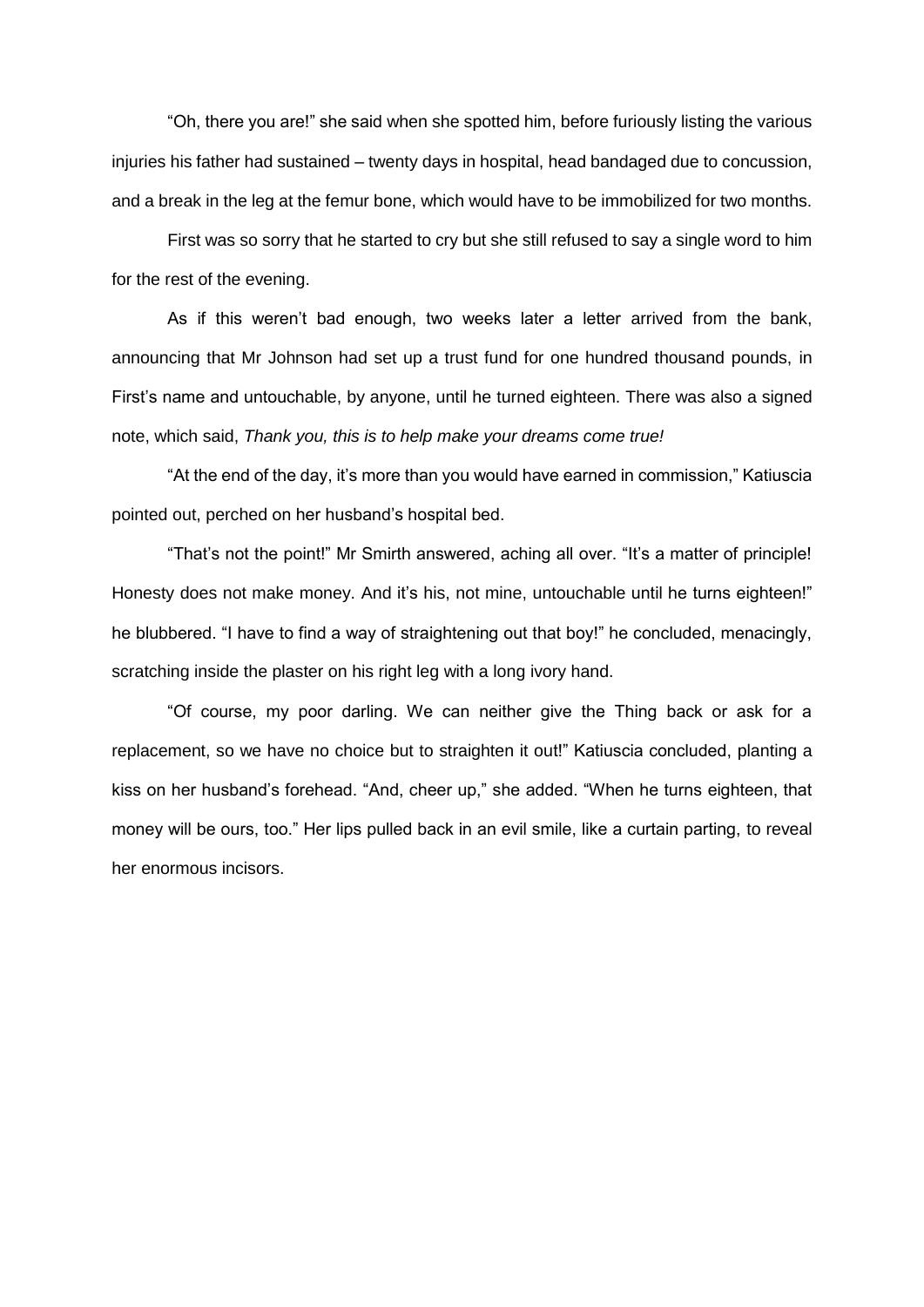"Oh, there you are!" she said when she spotted him, before furiously listing the various injuries his father had sustained – twenty days in hospital, head bandaged due to concussion, and a break in the leg at the femur bone, which would have to be immobilized for two months.

First was so sorry that he started to cry but she still refused to say a single word to him for the rest of the evening.

As if this weren't bad enough, two weeks later a letter arrived from the bank, announcing that Mr Johnson had set up a trust fund for one hundred thousand pounds, in First's name and untouchable, by anyone, until he turned eighteen. There was also a signed note, which said, *Thank you, this is to help make your dreams come true!*

"At the end of the day, it's more than you would have earned in commission," Katiuscia pointed out, perched on her husband's hospital bed.

"That's not the point!" Mr Smirth answered, aching all over. "It's a matter of principle! Honesty does not make money. And it's his, not mine, untouchable until he turns eighteen!" he blubbered. "I have to find a way of straightening out that boy!" he concluded, menacingly, scratching inside the plaster on his right leg with a long ivory hand.

"Of course, my poor darling. We can neither give the Thing back or ask for a replacement, so we have no choice but to straighten it out!" Katiuscia concluded, planting a kiss on her husband's forehead. "And, cheer up," she added. "When he turns eighteen, that money will be ours, too." Her lips pulled back in an evil smile, like a curtain parting, to reveal her enormous incisors.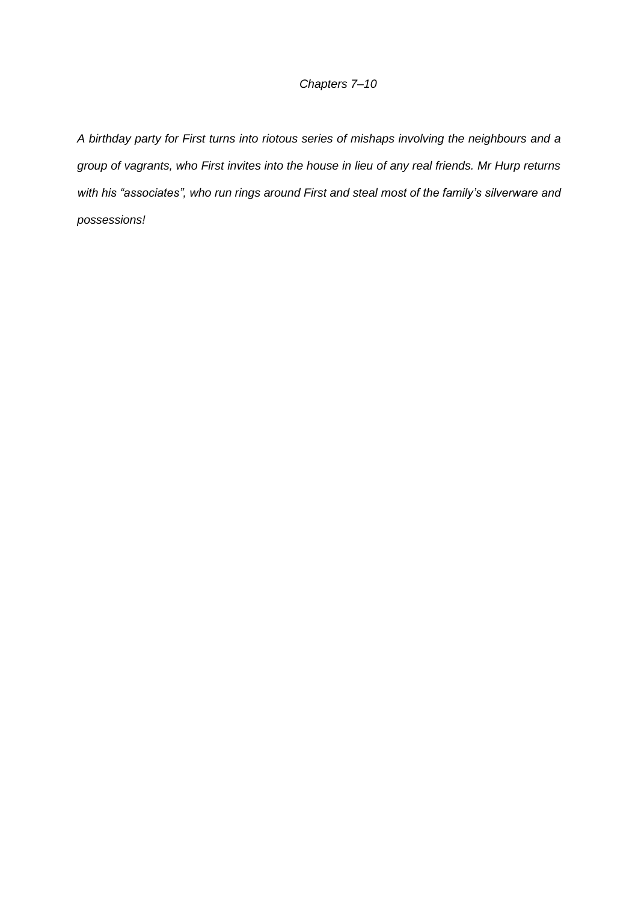*Chapters 7–10*

*A birthday party for First turns into riotous series of mishaps involving the neighbours and a group of vagrants, who First invites into the house in lieu of any real friends. Mr Hurp returns with his "associates", who run rings around First and steal most of the family's silverware and possessions!*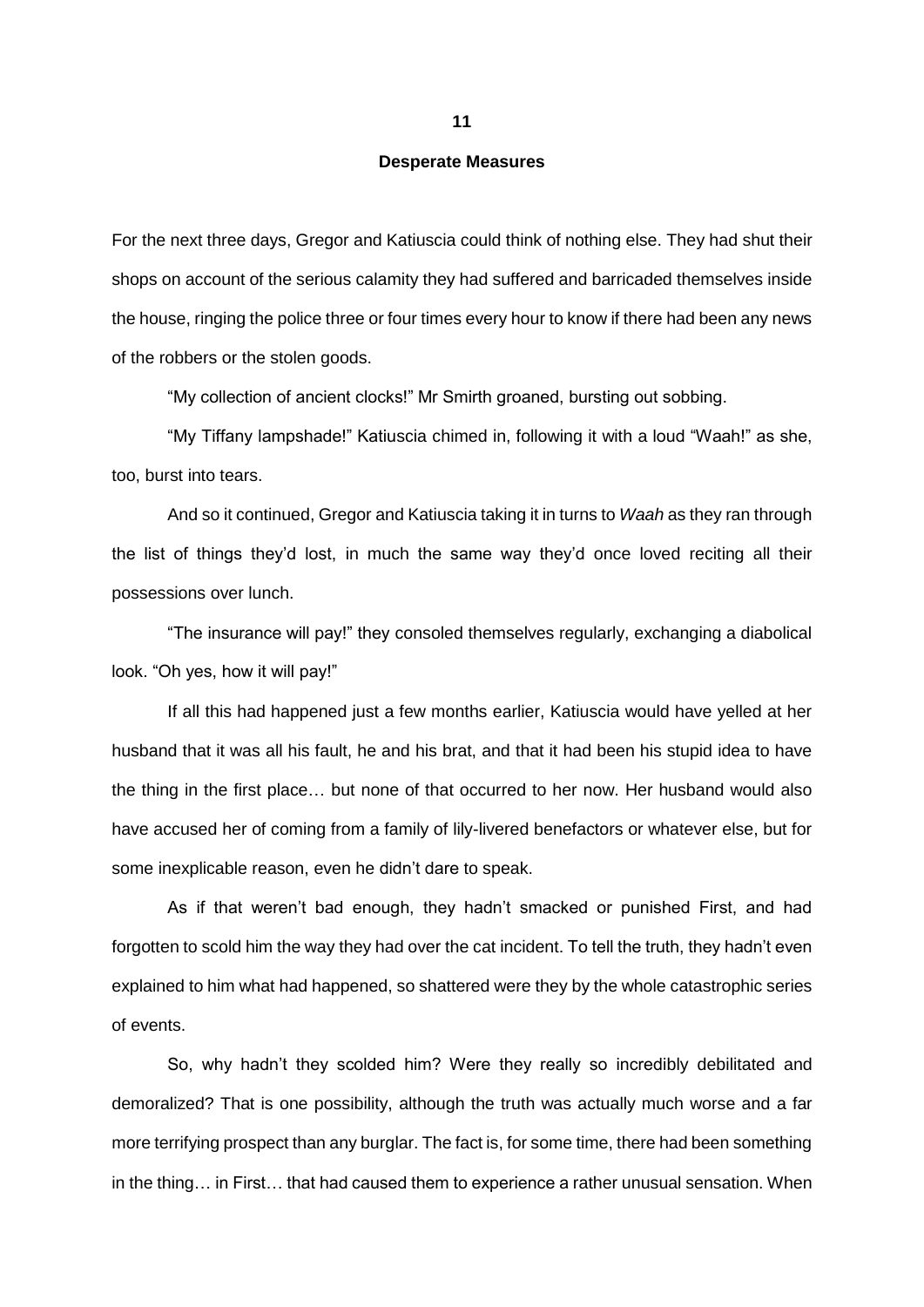## 11

## Desperate Measures

For the next three days, Gregor and Katiuscia could think of nothing else. They had shut their shops on account of the serious calamity they had suffered and barricaded themselves inside the house, ringing the police three or four times every hour to know if there had been any news of the robbers or the stolen goods.

"My collection of ancient clocks!" Mr Smirth groaned, bursting out sobbing.

"My Tiffany lampshade!" Katiuscia chimed in, following it with a loud "Waah!" as she, too, burst into tears.

And so it continued, Gregor and Katiuscia taking it in turns to *Waah* as they ran through the list of things they'd lost, in much the same way they'd once loved reciting all their possessions over lunch.

"The insurance will pay!" they consoled themselves regularly, exchanging a diabolical look. "Oh yes, how it will pay!"

If all this had happened just a few months earlier, Katiuscia would have yelled at her husband that it was all his fault, he and his brat, and that it had been his stupid idea to have the thing in the first place… but none of that occurred to her now. Her husband would also have accused her of coming from a family of lily-livered benefactors or whatever else, but for some inexplicable reason, even he didn't dare to speak.

As if that weren't bad enough, they hadn't smacked or punished First, and had forgotten to scold him the way they had over the cat incident. To tell the truth, they hadn't even explained to him what had happened, so shattered were they by the whole catastrophic series of events.

So, why hadn't they scolded him? Were they really so incredibly debilitated and demoralized? That is one possibility, although the truth was actually much worse and a far more terrifying prospect than any burglar. The fact is, for some time, there had been something in the thing… in First… that had caused them to experience a rather unusual sensation. When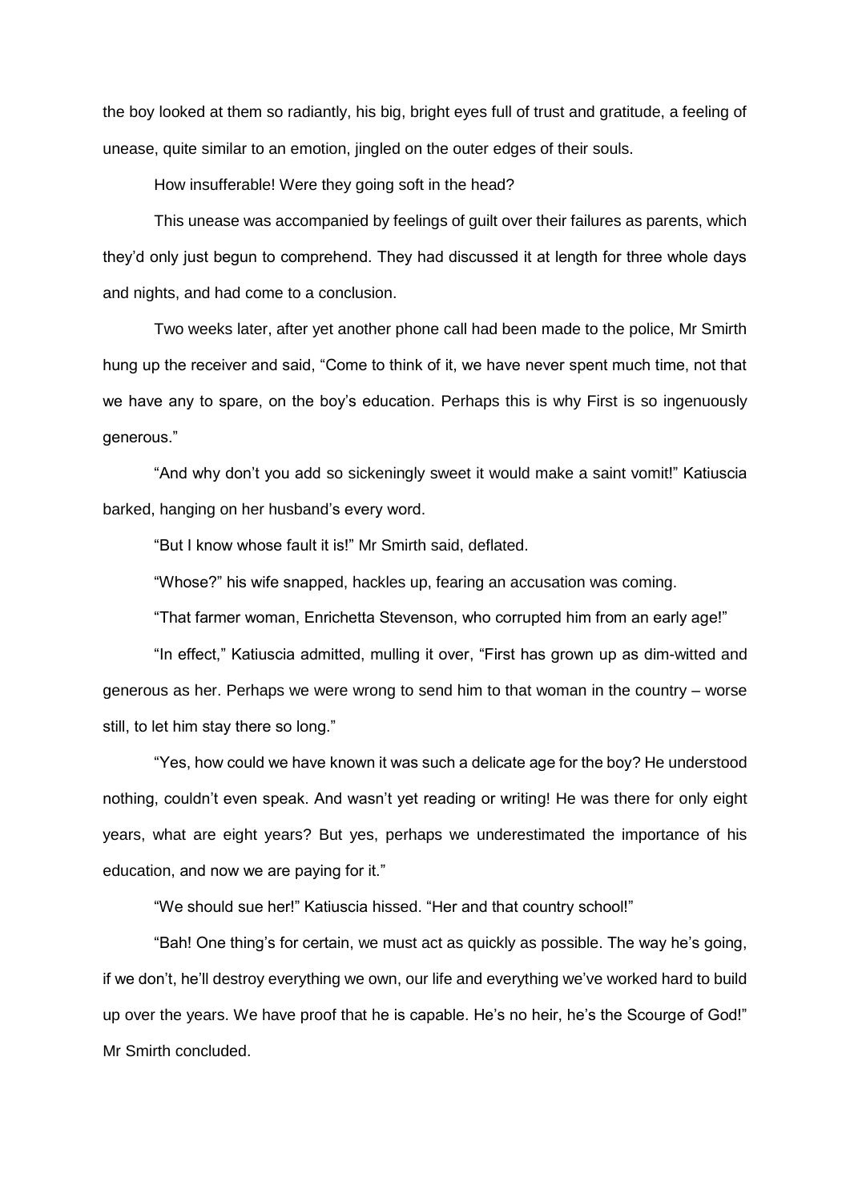the boy looked at them so radiantly, his big, bright eyes full of trust and gratitude, a feeling of unease, quite similar to an emotion, jingled on the outer edges of their souls.

How insufferable! Were they going soft in the head?

This unease was accompanied by feelings of guilt over their failures as parents, which they'd only just begun to comprehend. They had discussed it at length for three whole days and nights, and had come to a conclusion.

Two weeks later, after yet another phone call had been made to the police, Mr Smirth hung up the receiver and said, "Come to think of it, we have never spent much time, not that we have any to spare, on the boy's education. Perhaps this is why First is so ingenuously generous."

"And why don't you add so sickeningly sweet it would make a saint vomit!" Katiuscia barked, hanging on her husband's every word.

"But I know whose fault it is!" Mr Smirth said, deflated.

"Whose?" his wife snapped, hackles up, fearing an accusation was coming.

"That farmer woman, Enrichetta Stevenson, who corrupted him from an early age!"

"In effect," Katiuscia admitted, mulling it over, "First has grown up as dim-witted and generous as her. Perhaps we were wrong to send him to that woman in the country – worse still, to let him stay there so long."

"Yes, how could we have known it was such a delicate age for the boy? He understood nothing, couldn't even speak. And wasn't yet reading or writing! He was there for only eight years, what are eight years? But yes, perhaps we underestimated the importance of his education, and now we are paying for it."

"We should sue her!" Katiuscia hissed. "Her and that country school!"

"Bah! One thing's for certain, we must act as quickly as possible. The way he's going, if we don't, he'll destroy everything we own, our life and everything we've worked hard to build up over the years. We have proof that he is capable. He's no heir, he's the Scourge of God!" Mr Smirth concluded.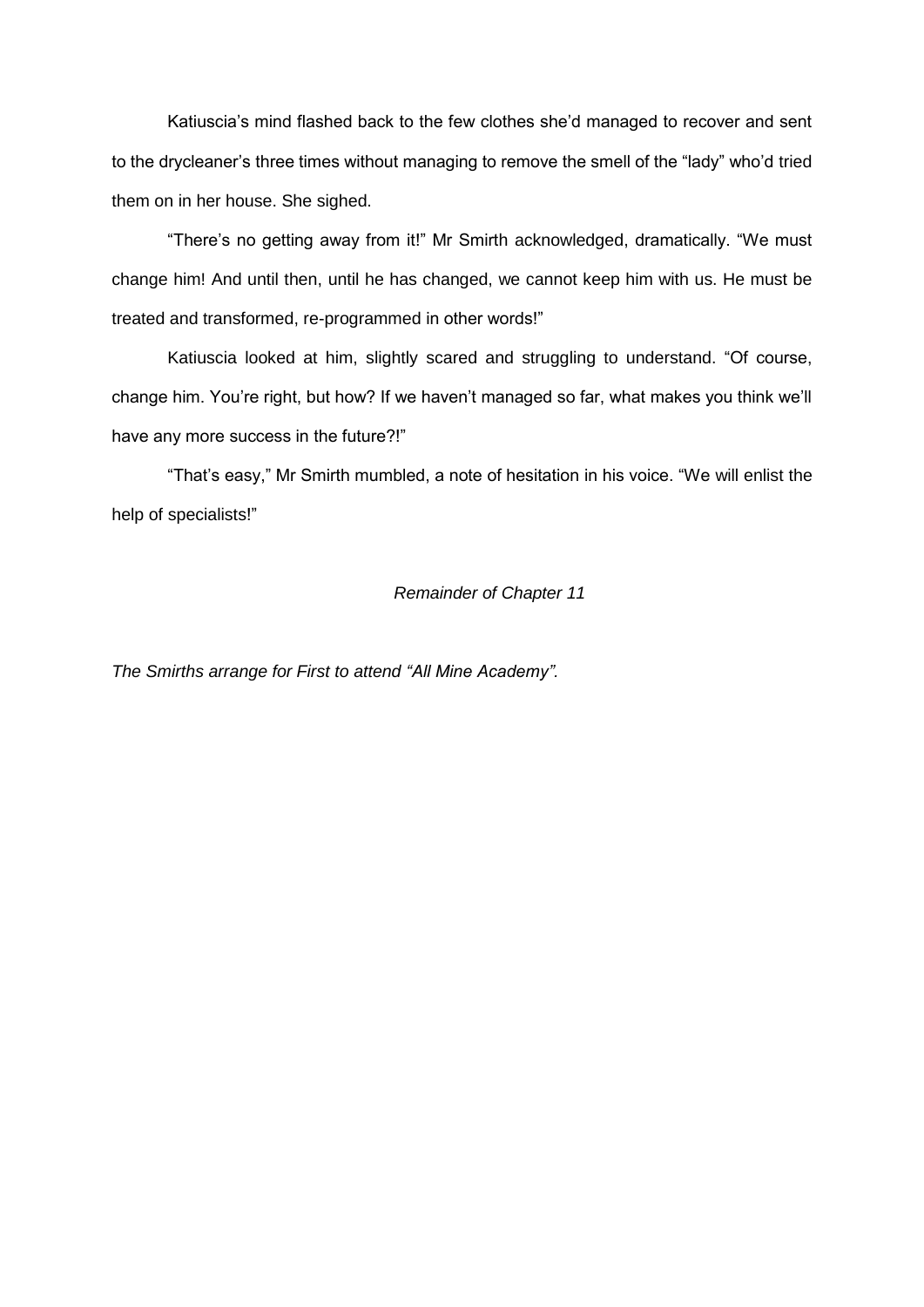Katiuscia's mind flashed back to the few clothes she'd managed to recover and sent to the drycleaner's three times without managing to remove the smell of the "lady" who'd tried them on in her house. She sighed.

"There's no getting away from it!" Mr Smirth acknowledged, dramatically. "We must change him! And until then, until he has changed, we cannot keep him with us. He must be treated and transformed, re-programmed in other words!"

Katiuscia looked at him, slightly scared and struggling to understand. "Of course, change him. You're right, but how? If we haven't managed so far, what makes you think we'll have any more success in the future?!"

"That's easy," Mr Smirth mumbled, a note of hesitation in his voice. "We will enlist the help of specialists!"

*Remainder of Chapter 11*

*The Smirths arrange for First to attend "All Mine Academy".*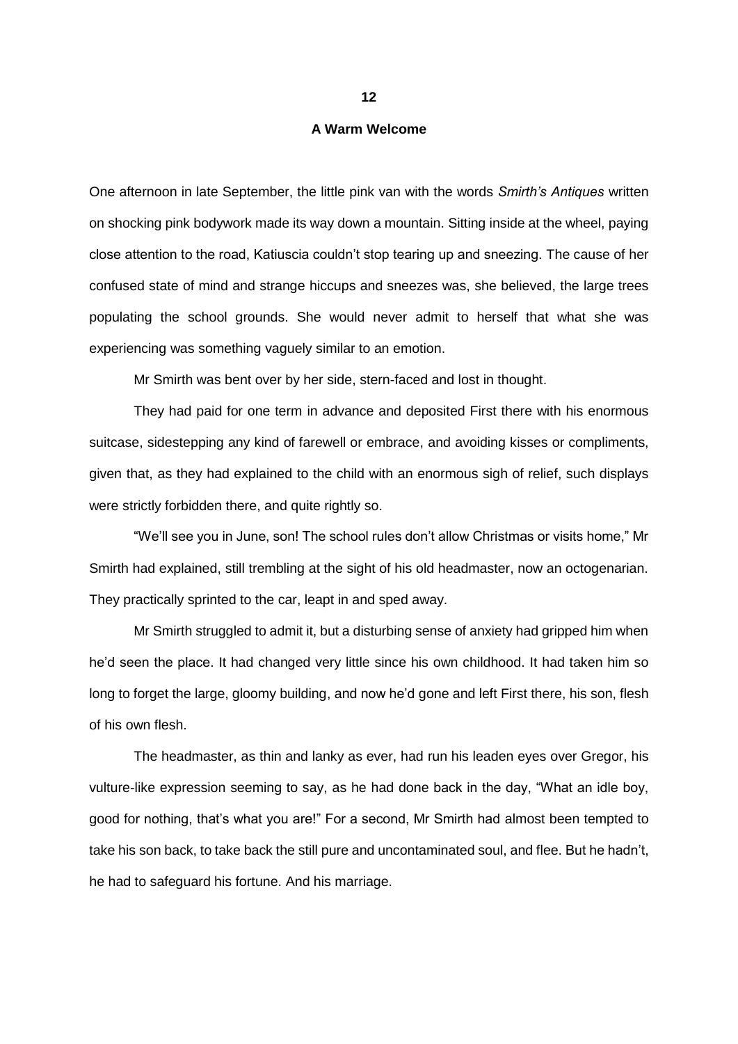# 12

## A Warm Welcome

One afternoon in late September, the little pink van with the words *Smirth's Antiques* written on shocking pink bodywork made its way down a mountain. Sitting inside at the wheel, paying close attention to the road, Katiuscia couldn't stop tearing up and sneezing. The cause of her confused state of mind and strange hiccups and sneezes was, she believed, the large trees populating the school grounds. She would never admit to herself that what she was experiencing was something vaguely similar to an emotion.

Mr Smirth was bent over by her side, stern-faced and lost in thought.

They had paid for one term in advance and deposited First there with his enormous suitcase, sidestepping any kind of farewell or embrace, and avoiding kisses or compliments, given that, as they had explained to the child with an enormous sigh of relief, such displays were strictly forbidden there, and quite rightly so.

"We'll see you in June, son! The school rules don't allow Christmas or visits home," Mr Smirth had explained, still trembling at the sight of his old headmaster, now an octogenarian. They practically sprinted to the car, leapt in and sped away.

Mr Smirth struggled to admit it, but a disturbing sense of anxiety had gripped him when he'd seen the place. It had changed very little since his own childhood. It had taken him so long to forget the large, gloomy building, and now he'd gone and left First there, his son, flesh of his own flesh.

The headmaster, as thin and lanky as ever, had run his leaden eyes over Gregor, his vulture-like expression seeming to say, as he had done back in the day, "What an idle boy, good for nothing, that's what you are!" For a second, Mr Smirth had almost been tempted to take his son back, to take back the still pure and uncontaminated soul, and flee. But he hadn't, he had to safeguard his fortune. And his marriage.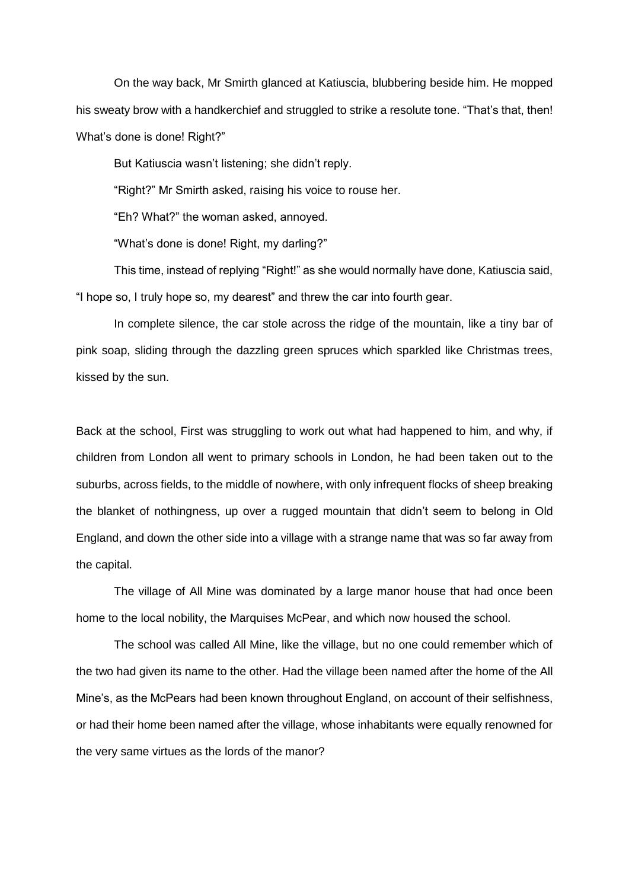On the way back, Mr Smirth glanced at Katiuscia, blubbering beside him. He mopped his sweaty brow with a handkerchief and struggled to strike a resolute tone. "That's that, then! What's done is done! Right?"

But Katiuscia wasn't listening; she didn't reply.

"Right?" Mr Smirth asked, raising his voice to rouse her.

"Eh? What?" the woman asked, annoyed.

"What's done is done! Right, my darling?"

This time, instead of replying "Right!" as she would normally have done, Katiuscia said, "I hope so, I truly hope so, my dearest" and threw the car into fourth gear.

In complete silence, the car stole across the ridge of the mountain, like a tiny bar of pink soap, sliding through the dazzling green spruces which sparkled like Christmas trees, kissed by the sun.

Back at the school, First was struggling to work out what had happened to him, and why, if children from London all went to primary schools in London, he had been taken out to the suburbs, across fields, to the middle of nowhere, with only infrequent flocks of sheep breaking the blanket of nothingness, up over a rugged mountain that didn't seem to belong in Old England, and down the other side into a village with a strange name that was so far away from the capital.

The village of All Mine was dominated by a large manor house that had once been home to the local nobility, the Marquises McPear, and which now housed the school.

The school was called All Mine, like the village, but no one could remember which of the two had given its name to the other. Had the village been named after the home of the All Mine's, as the McPears had been known throughout England, on account of their selfishness, or had their home been named after the village, whose inhabitants were equally renowned for the very same virtues as the lords of the manor?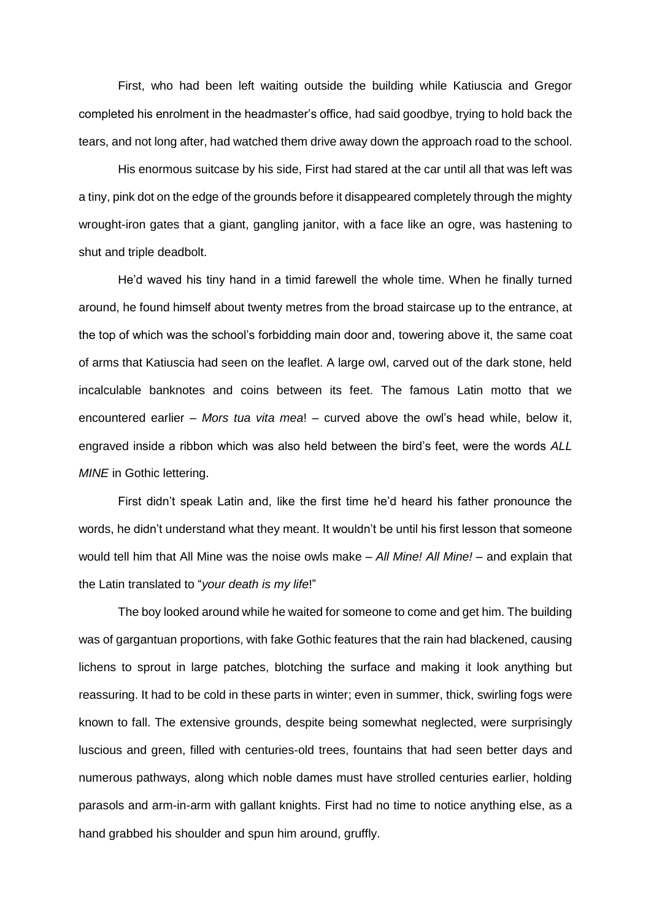First, who had been left waiting outside the building while Katiuscia and Gregor completed his enrolment in the headmaster's office, had said goodbye, trying to hold back the tears, and not long after, had watched them drive away down the approach road to the school.

His enormous suitcase by his side, First had stared at the car until all that was left was a tiny, pink dot on the edge of the grounds before it disappeared completely through the mighty wrought-iron gates that a giant, gangling janitor, with a face like an ogre, was hastening to shut and triple deadbolt.

He'd waved his tiny hand in a timid farewell the whole time. When he finally turned around, he found himself about twenty metres from the broad staircase up to the entrance, at the top of which was the school's forbidding main door and, towering above it, the same coat of arms that Katiuscia had seen on the leaflet. A large owl, carved out of the dark stone, held incalculable banknotes and coins between its feet. The famous Latin motto that we encountered earlier – *Mors tua vita mea*! – curved above the owl's head while, below it, engraved inside a ribbon which was also held between the bird's feet, were the words *ALL MINE* in Gothic lettering.

First didn't speak Latin and, like the first time he'd heard his father pronounce the words, he didn't understand what they meant. It wouldn't be until his first lesson that someone would tell him that All Mine was the noise owls make – *All Mine! All Mine!* – and explain that the Latin translated to "*your death is my life*!"

The boy looked around while he waited for someone to come and get him. The building was of gargantuan proportions, with fake Gothic features that the rain had blackened, causing lichens to sprout in large patches, blotching the surface and making it look anything but reassuring. It had to be cold in these parts in winter; even in summer, thick, swirling fogs were known to fall. The extensive grounds, despite being somewhat neglected, were surprisingly luscious and green, filled with centuries-old trees, fountains that had seen better days and numerous pathways, along which noble dames must have strolled centuries earlier, holding parasols and arm-in-arm with gallant knights. First had no time to notice anything else, as a hand grabbed his shoulder and spun him around, gruffly.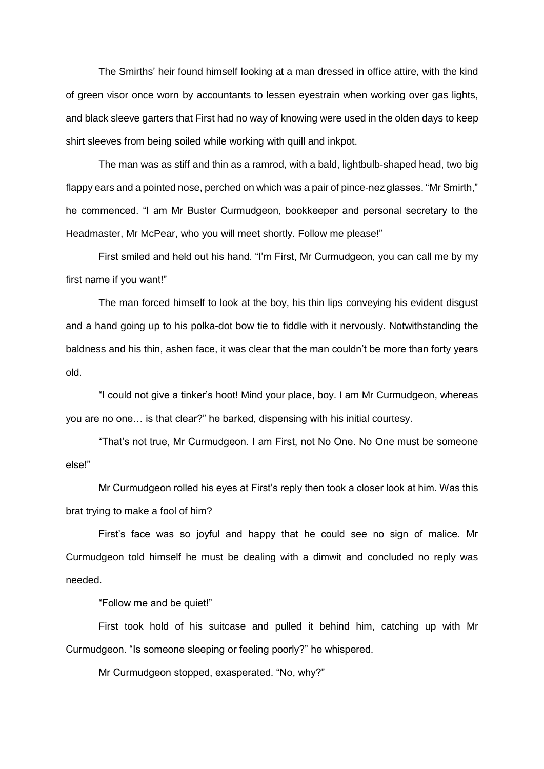The Smirths' heir found himself looking at a man dressed in office attire, with the kind of green visor once worn by accountants to lessen eyestrain when working over gas lights, and black sleeve garters that First had no way of knowing were used in the olden days to keep shirt sleeves from being soiled while working with quill and inkpot.

The man was as stiff and thin as a ramrod, with a bald, lightbulb-shaped head, two big flappy ears and a pointed nose, perched on which was a pair of pince-nez glasses. "Mr Smirth," he commenced. "I am Mr Buster Curmudgeon, bookkeeper and personal secretary to the Headmaster, Mr McPear, who you will meet shortly. Follow me please!"

First smiled and held out his hand. "I'm First, Mr Curmudgeon, you can call me by my first name if you want!"

The man forced himself to look at the boy, his thin lips conveying his evident disgust and a hand going up to his polka-dot bow tie to fiddle with it nervously. Notwithstanding the baldness and his thin, ashen face, it was clear that the man couldn't be more than forty years old.

"I could not give a tinker's hoot! Mind your place, boy. I am Mr Curmudgeon, whereas you are no one… is that clear?" he barked, dispensing with his initial courtesy.

"That's not true, Mr Curmudgeon. I am First, not No One. No One must be someone else!"

Mr Curmudgeon rolled his eyes at First's reply then took a closer look at him. Was this brat trying to make a fool of him?

First's face was so joyful and happy that he could see no sign of malice. Mr Curmudgeon told himself he must be dealing with a dimwit and concluded no reply was needed.

"Follow me and be quiet!"

First took hold of his suitcase and pulled it behind him, catching up with Mr Curmudgeon. "Is someone sleeping or feeling poorly?" he whispered.

Mr Curmudgeon stopped, exasperated. "No, why?"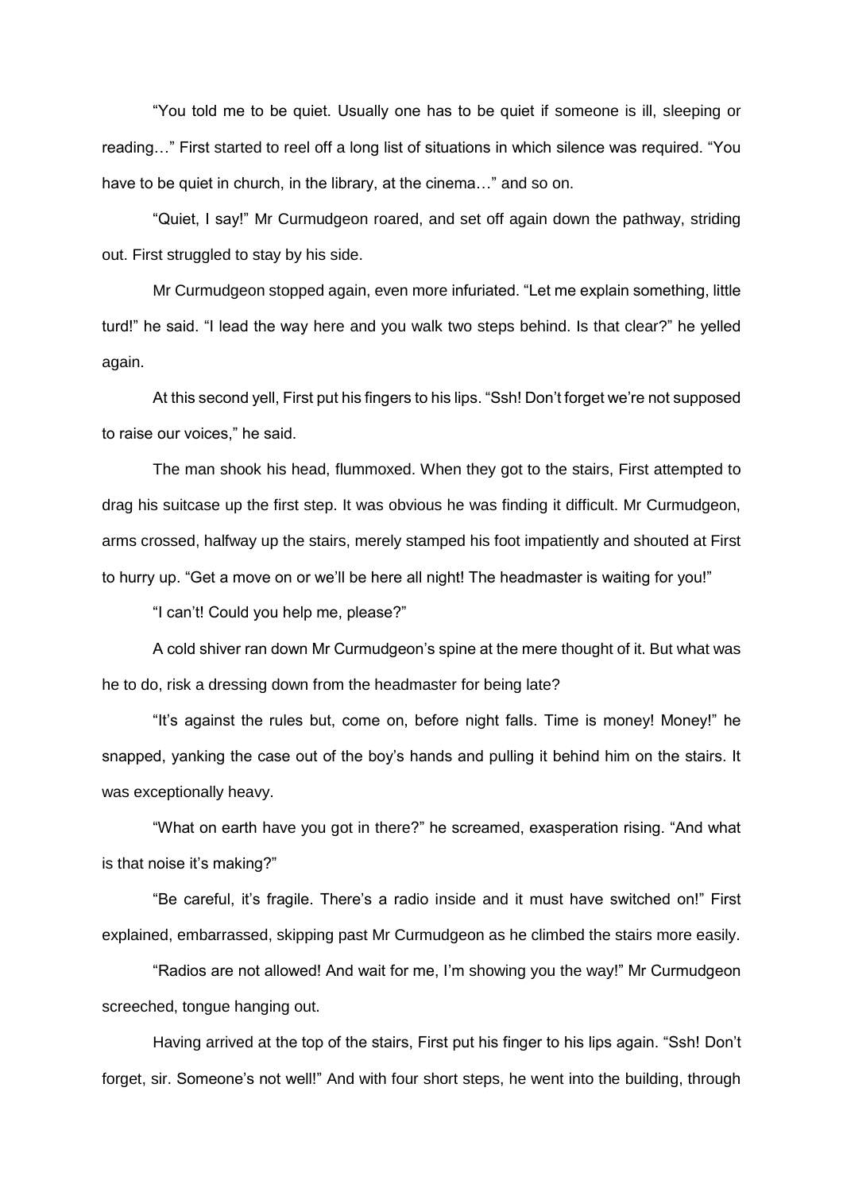"You told me to be quiet. Usually one has to be quiet if someone is ill, sleeping or reading…" First started to reel off a long list of situations in which silence was required. "You have to be quiet in church, in the library, at the cinema…" and so on.

"Quiet, I say!" Mr Curmudgeon roared, and set off again down the pathway, striding out. First struggled to stay by his side.

Mr Curmudgeon stopped again, even more infuriated. "Let me explain something, little turd!" he said. "I lead the way here and you walk two steps behind. Is that clear?" he yelled again.

At this second yell, First put his fingers to his lips. "Ssh! Don't forget we're not supposed to raise our voices," he said.

The man shook his head, flummoxed. When they got to the stairs, First attempted to drag his suitcase up the first step. It was obvious he was finding it difficult. Mr Curmudgeon, arms crossed, halfway up the stairs, merely stamped his foot impatiently and shouted at First to hurry up. "Get a move on or we'll be here all night! The headmaster is waiting for you!"

"I can't! Could you help me, please?"

A cold shiver ran down Mr Curmudgeon's spine at the mere thought of it. But what was he to do, risk a dressing down from the headmaster for being late?

"It's against the rules but, come on, before night falls. Time is money! Money!" he snapped, yanking the case out of the boy's hands and pulling it behind him on the stairs. It was exceptionally heavy.

"What on earth have you got in there?" he screamed, exasperation rising. "And what is that noise it's making?"

"Be careful, it's fragile. There's a radio inside and it must have switched on!" First explained, embarrassed, skipping past Mr Curmudgeon as he climbed the stairs more easily.

"Radios are not allowed! And wait for me, I'm showing you the way!" Mr Curmudgeon screeched, tongue hanging out.

Having arrived at the top of the stairs, First put his finger to his lips again. "Ssh! Don't forget, sir. Someone's not well!" And with four short steps, he went into the building, through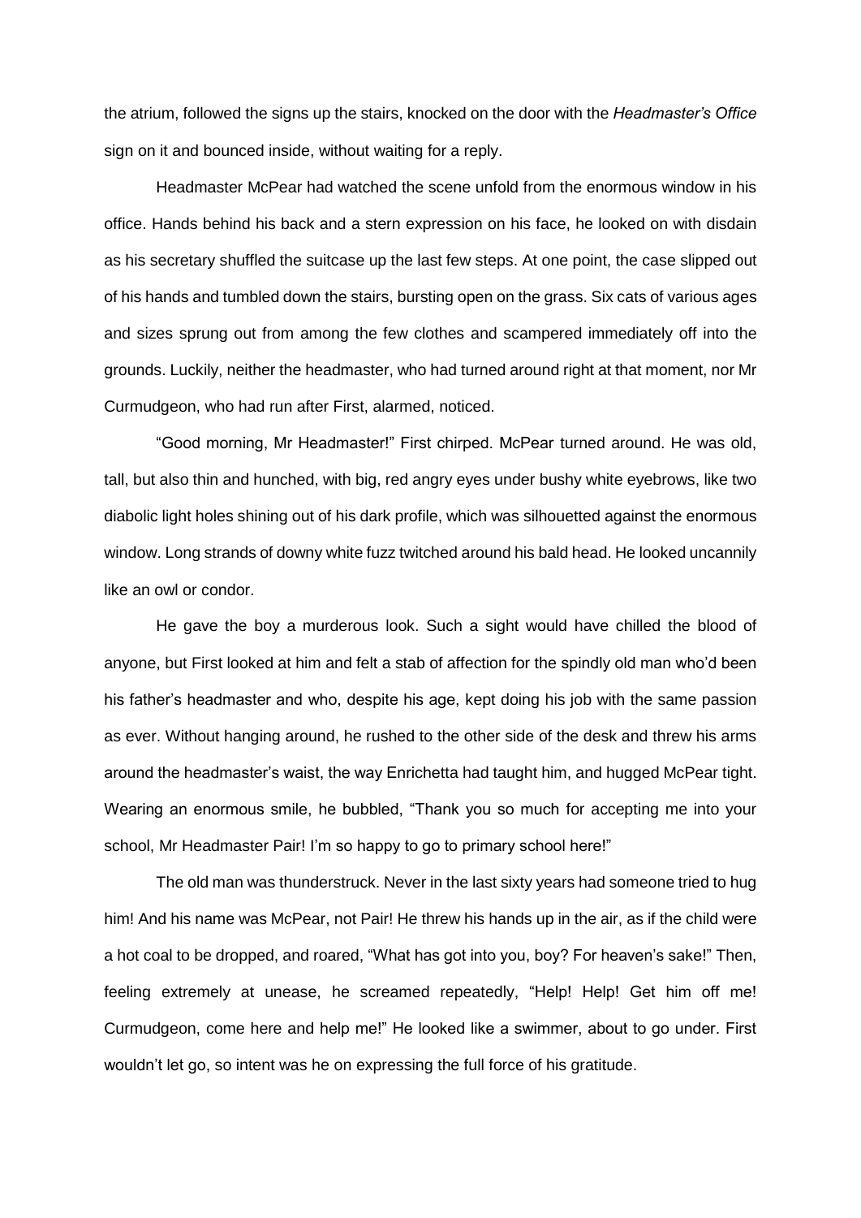the atrium, followed the signs up the stairs, knocked on the door with the *Headmaster's Office* sign on it and bounced inside, without waiting for a reply.

Headmaster McPear had watched the scene unfold from the enormous window in his office. Hands behind his back and a stern expression on his face, he looked on with disdain as his secretary shuffled the suitcase up the last few steps. At one point, the case slipped out of his hands and tumbled down the stairs, bursting open on the grass. Six cats of various ages and sizes sprung out from among the few clothes and scampered immediately off into the grounds. Luckily, neither the headmaster, who had turned around right at that moment, nor Mr Curmudgeon, who had run after First, alarmed, noticed.

"Good morning, Mr Headmaster!" First chirped. McPear turned around. He was old, tall, but also thin and hunched, with big, red angry eyes under bushy white eyebrows, like two diabolic light holes shining out of his dark profile, which was silhouetted against the enormous window. Long strands of downy white fuzz twitched around his bald head. He looked uncannily like an owl or condor.

He gave the boy a murderous look. Such a sight would have chilled the blood of anyone, but First looked at him and felt a stab of affection for the spindly old man who'd been his father's headmaster and who, despite his age, kept doing his job with the same passion as ever. Without hanging around, he rushed to the other side of the desk and threw his arms around the headmaster's waist, the way Enrichetta had taught him, and hugged McPear tight. Wearing an enormous smile, he bubbled, "Thank you so much for accepting me into your school, Mr Headmaster Pair! I'm so happy to go to primary school here!"

The old man was thunderstruck. Never in the last sixty years had someone tried to hug him! And his name was McPear, not Pair! He threw his hands up in the air, as if the child were a hot coal to be dropped, and roared, "What has got into you, boy? For heaven's sake!" Then, feeling extremely at unease, he screamed repeatedly, "Help! Help! Get him off me! Curmudgeon, come here and help me!" He looked like a swimmer, about to go under. First wouldn't let go, so intent was he on expressing the full force of his gratitude.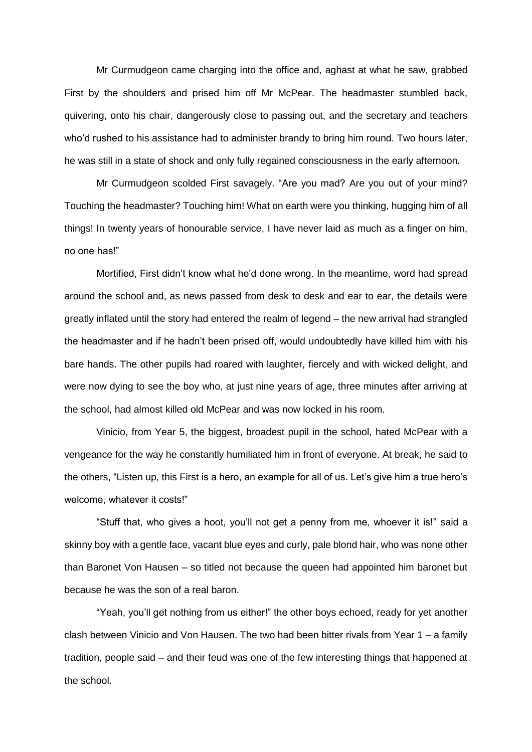Mr Curmudgeon came charging into the office and, aghast at what he saw, grabbed First by the shoulders and prised him off Mr McPear. The headmaster stumbled back, quivering, onto his chair, dangerously close to passing out, and the secretary and teachers who'd rushed to his assistance had to administer brandy to bring him round. Two hours later, he was still in a state of shock and only fully regained consciousness in the early afternoon.

Mr Curmudgeon scolded First savagely. "Are you mad? Are you out of your mind? Touching the headmaster? Touching him! What on earth were you thinking, hugging him of all things! In twenty years of honourable service, I have never laid as much as a finger on him, no one has!"

Mortified, First didn't know what he'd done wrong. In the meantime, word had spread around the school and, as news passed from desk to desk and ear to ear, the details were greatly inflated until the story had entered the realm of legend – the new arrival had strangled the headmaster and if he hadn't been prised off, would undoubtedly have killed him with his bare hands. The other pupils had roared with laughter, fiercely and with wicked delight, and were now dying to see the boy who, at just nine years of age, three minutes after arriving at the school, had almost killed old McPear and was now locked in his room.

Vinicio, from Year 5, the biggest, broadest pupil in the school, hated McPear with a vengeance for the way he constantly humiliated him in front of everyone. At break, he said to the others, "Listen up, this First is a hero, an example for all of us. Let's give him a true hero's welcome, whatever it costs!"

"Stuff that, who gives a hoot, you'll not get a penny from me, whoever it is!" said a skinny boy with a gentle face, vacant blue eyes and curly, pale blond hair, who was none other than Baronet Von Hausen – so titled not because the queen had appointed him baronet but because he was the son of a real baron.

"Yeah, you'll get nothing from us either!" the other boys echoed, ready for yet another clash between Vinicio and Von Hausen. The two had been bitter rivals from Year 1 – a family tradition, people said – and their feud was one of the few interesting things that happened at the school.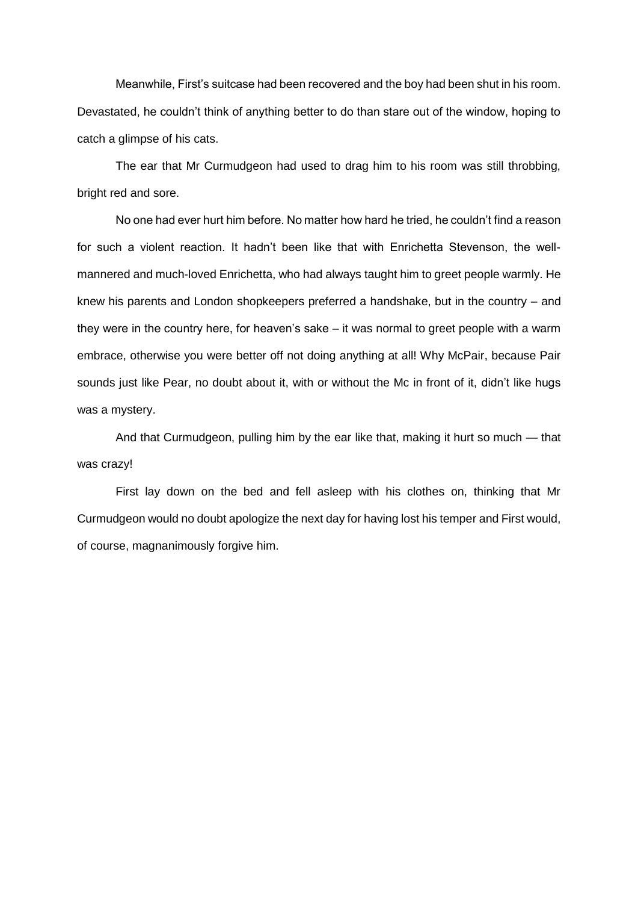Meanwhile, First's suitcase had been recovered and the boy had been shut in his room. Devastated, he couldn't think of anything better to do than stare out of the window, hoping to catch a glimpse of his cats.

The ear that Mr Curmudgeon had used to drag him to his room was still throbbing, bright red and sore.

No one had ever hurt him before. No matter how hard he tried, he couldn't find a reason for such a violent reaction. It hadn't been like that with Enrichetta Stevenson, the well-mannered and much-loved Enrichetta, who had always taught him to greet people warmly. He knew his parents and London shopkeepers preferred a handshake, but in the country – and they were in the country here, for heaven's sake – it was normal to greet people with a warm embrace, otherwise you were better off not doing anything at all! Why McPair, because Pair sounds just like Pear, no doubt about it, with or without the Mc in front of it, didn't like hugs was a mystery.

And that Curmudgeon, pulling him by the ear like that, making it hurt so much — that was crazy!

First lay down on the bed and fell asleep with his clothes on, thinking that Mr Curmudgeon would no doubt apologize the next day for having lost his temper and First would, of course, magnanimously forgive him.